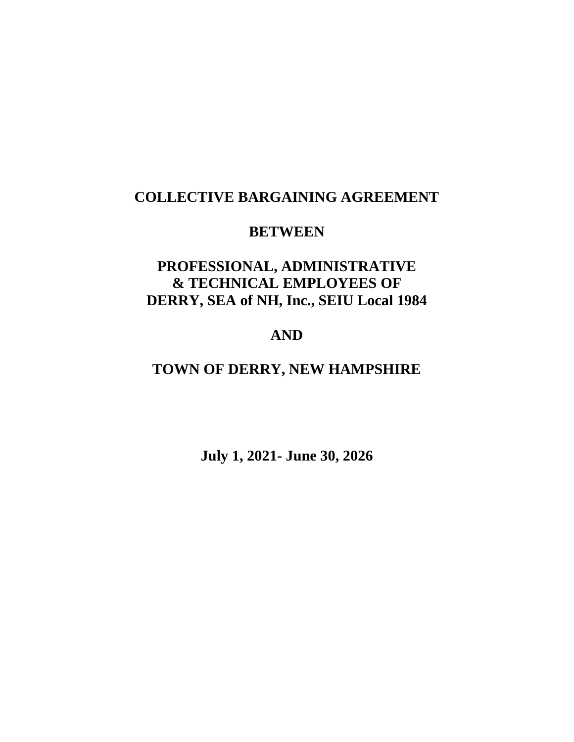# COLLECTIVE BARGAINING AGREEMENT

## BETWEEN

## PROFESSIONAL, ADMINISTRATIVE & TECHNICAL EMPLOYEES OF DERRY, SEA of NH, Inc., SEIU Local 1984

## AND

## TOWN OF DERRY, NEW HAMPSHIRE

**July 1, 2021- June 30, 2026**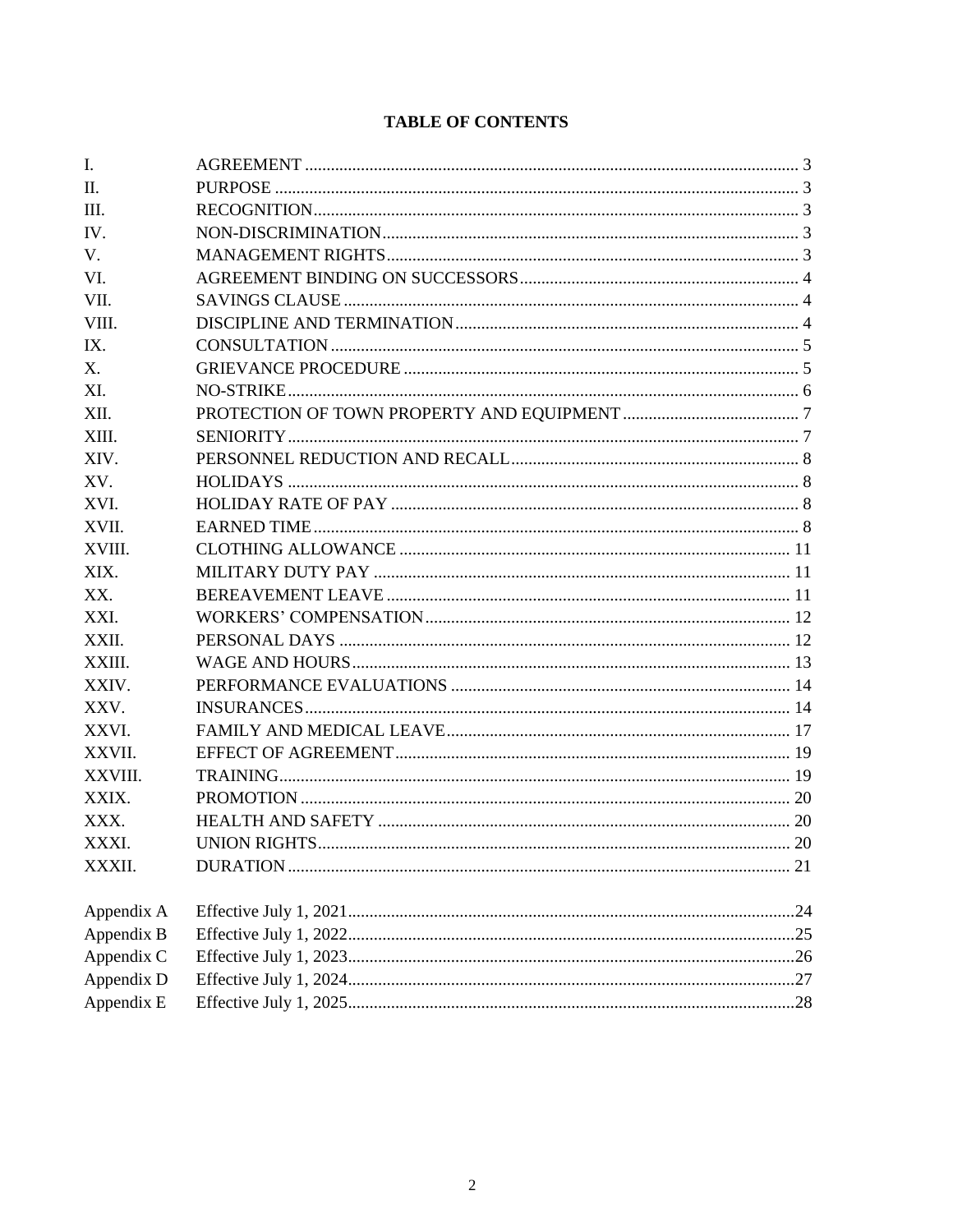# TABLE OF CONTENTS

| | | |
|---|---|---|
| I. | AGREEMENT | 3 |
| II. | PURPOSE | 3 |
| III. | RECOGNITION | 3 |
| IV. | NON-DISCRIMINATION | 3 |
| V. | MANAGEMENT RIGHTS | 3 |
| VI. | AGREEMENT BINDING ON SUCCESSORS | 4 |
| VII. | SAVINGS CLAUSE | 4 |
| VIII. | DISCIPLINE AND TERMINATION | 4 |
| IX. | CONSULTATION | 5 |
| X. | GRIEVANCE PROCEDURE | 5 |
| XI. | NO-STRIKE | 6 |
| XII. | PROTECTION OF TOWN PROPERTY AND EQUIPMENT | 7 |
| XIII. | SENIORITY | 7 |
| XIV. | PERSONNEL REDUCTION AND RECALL | 8 |
| XV. | HOLIDAYS | 8 |
| XVI. | HOLIDAY RATE OF PAY | 8 |
| XVII. | EARNED TIME | 8 |
| XVIII. | CLOTHING ALLOWANCE | 11 |
| XIX. | MILITARY DUTY PAY | 11 |
| XX. | BEREAVEMENT LEAVE | 11 |
| XXI. | WORKERS' COMPENSATION | 12 |
| XXII. | PERSONAL DAYS | 12 |
| XXIII. | WAGE AND HOURS | 13 |
| XXIV. | PERFORMANCE EVALUATIONS | 14 |
| XXV. | INSURANCES | 14 |
| XXVI. | FAMILY AND MEDICAL LEAVE | 17 |
| XXVII. | EFFECT OF AGREEMENT | 19 |
| XXVIII. | TRAINING | 19 |
| XXIX. | PROMOTION | 20 |
| XXX. | HEALTH AND SAFETY | 20 |
| XXXI. | UNION RIGHTS | 20 |
| XXXII. | DURATION | 21 |
| | | |
| Appendix A | Effective July 1, 2021 | 24 |
| Appendix B | Effective July 1, 2022 | 25 |
| Appendix C | Effective July 1, 2023 | 26 |
| Appendix D | Effective July 1, 2024 | 27 |
| Appendix E | Effective July 1, 2025 | 28 |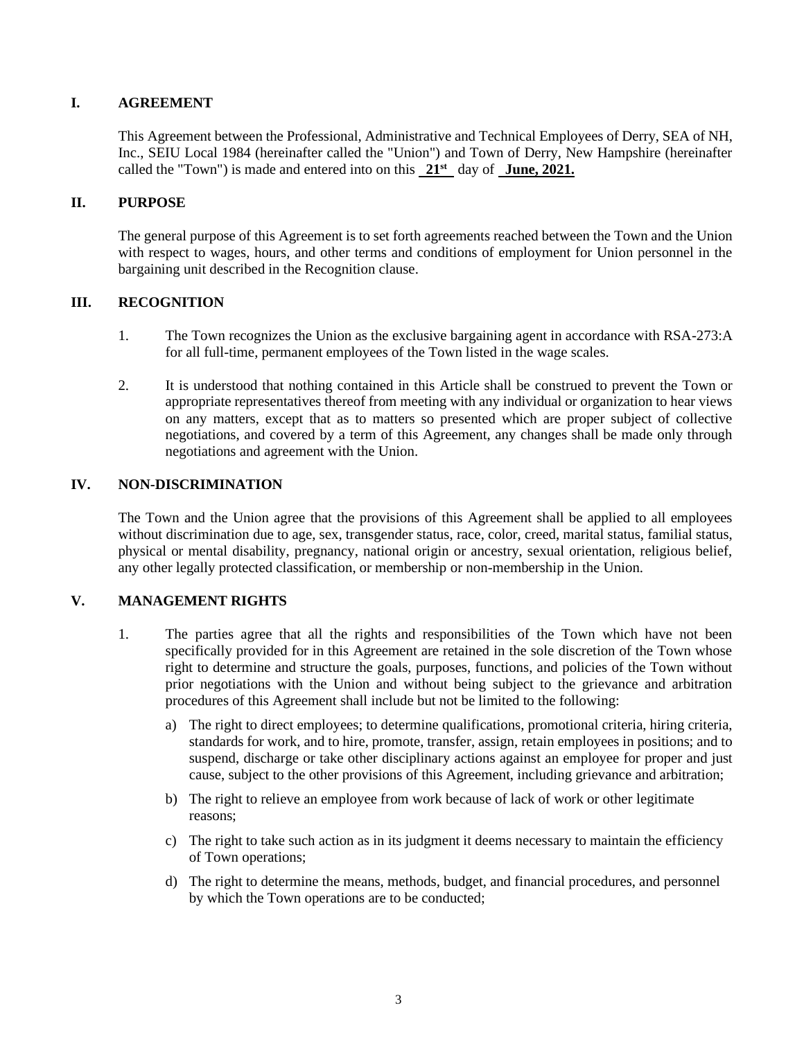## I. AGREEMENT

This Agreement between the Professional, Administrative and Technical Employees of Derry, SEA of NH, Inc., SEIU Local 1984 (hereinafter called the "Union") and Town of Derry, New Hampshire (hereinafter called the "Town") is made and entered into on this **21st** day of **June, 2021.**

## II. PURPOSE

The general purpose of this Agreement is to set forth agreements reached between the Town and the Union with respect to wages, hours, and other terms and conditions of employment for Union personnel in the bargaining unit described in the Recognition clause.

## III. RECOGNITION

1. The Town recognizes the Union as the exclusive bargaining agent in accordance with RSA-273:A for all full-time, permanent employees of the Town listed in the wage scales.

2. It is understood that nothing contained in this Article shall be construed to prevent the Town or appropriate representatives thereof from meeting with any individual or organization to hear views on any matters, except that as to matters so presented which are proper subject of collective negotiations, and covered by a term of this Agreement, any changes shall be made only through negotiations and agreement with the Union.

## IV. NON-DISCRIMINATION

The Town and the Union agree that the provisions of this Agreement shall be applied to all employees without discrimination due to age, sex, transgender status, race, color, creed, marital status, familial status, physical or mental disability, pregnancy, national origin or ancestry, sexual orientation, religious belief, any other legally protected classification, or membership or non-membership in the Union.

## V. MANAGEMENT RIGHTS

1. The parties agree that all the rights and responsibilities of the Town which have not been specifically provided for in this Agreement are retained in the sole discretion of the Town whose right to determine and structure the goals, purposes, functions, and policies of the Town without prior negotiations with the Union and without being subject to the grievance and arbitration procedures of this Agreement shall include but not be limited to the following:

   a) The right to direct employees; to determine qualifications, promotional criteria, hiring criteria, standards for work, and to hire, promote, transfer, assign, retain employees in positions; and to suspend, discharge or take other disciplinary actions against an employee for proper and just cause, subject to the other provisions of this Agreement, including grievance and arbitration;

   b) The right to relieve an employee from work because of lack of work or other legitimate reasons;

   c) The right to take such action as in its judgment it deems necessary to maintain the efficiency of Town operations;

   d) The right to determine the means, methods, budget, and financial procedures, and personnel by which the Town operations are to be conducted;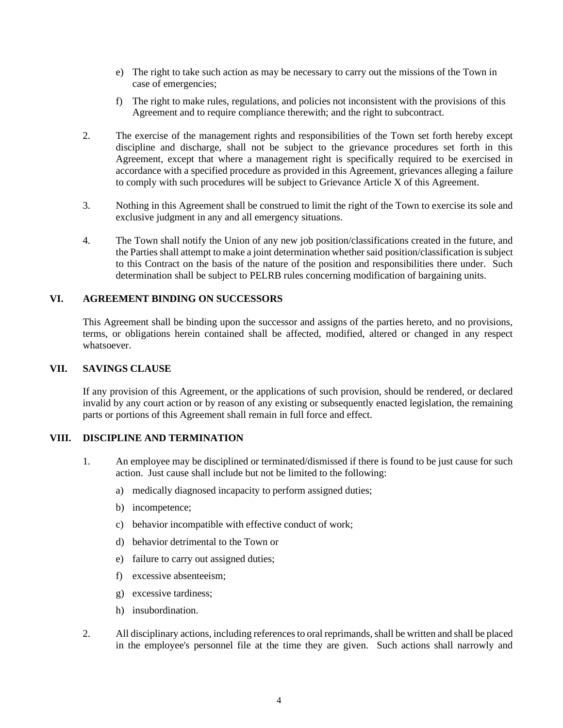e) The right to take such action as may be necessary to carry out the missions of the Town in case of emergencies;

f) The right to make rules, regulations, and policies not inconsistent with the provisions of this Agreement and to require compliance therewith; and the right to subcontract.

2. The exercise of the management rights and responsibilities of the Town set forth hereby except discipline and discharge, shall not be subject to the grievance procedures set forth in this Agreement, except that where a management right is specifically required to be exercised in accordance with a specified procedure as provided in this Agreement, grievances alleging a failure to comply with such procedures will be subject to Grievance Article X of this Agreement.

3. Nothing in this Agreement shall be construed to limit the right of the Town to exercise its sole and exclusive judgment in any and all emergency situations.

4. The Town shall notify the Union of any new job position/classifications created in the future, and the Parties shall attempt to make a joint determination whether said position/classification is subject to this Contract on the basis of the nature of the position and responsibilities there under. Such determination shall be subject to PELRB rules concerning modification of bargaining units.

## VI. AGREEMENT BINDING ON SUCCESSORS

This Agreement shall be binding upon the successor and assigns of the parties hereto, and no provisions, terms, or obligations herein contained shall be affected, modified, altered or changed in any respect whatsoever.

## VII. SAVINGS CLAUSE

If any provision of this Agreement, or the applications of such provision, should be rendered, or declared invalid by any court action or by reason of any existing or subsequently enacted legislation, the remaining parts or portions of this Agreement shall remain in full force and effect.

## VIII. DISCIPLINE AND TERMINATION

1. An employee may be disciplined or terminated/dismissed if there is found to be just cause for such action. Just cause shall include but not be limited to the following:

   a) medically diagnosed incapacity to perform assigned duties;

   b) incompetence;

   c) behavior incompatible with effective conduct of work;

   d) behavior detrimental to the Town or

   e) failure to carry out assigned duties;

   f) excessive absenteeism;

   g) excessive tardiness;

   h) insubordination.

2. All disciplinary actions, including references to oral reprimands, shall be written and shall be placed in the employee's personnel file at the time they are given. Such actions shall narrowly and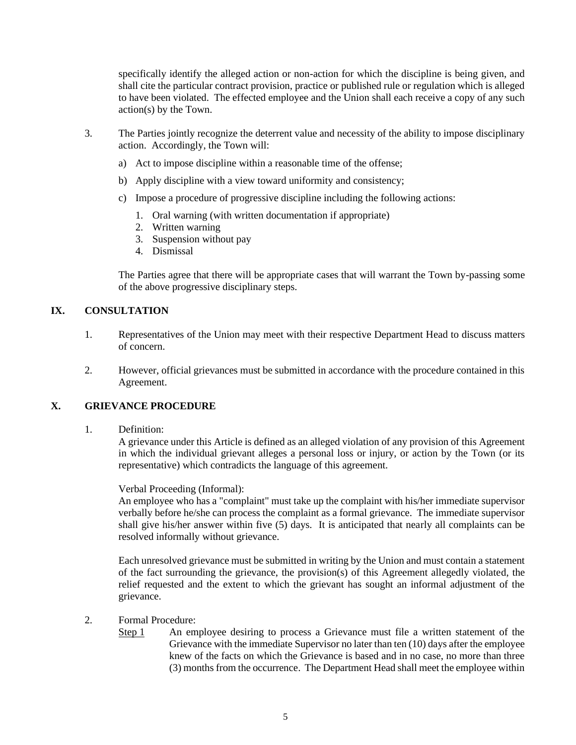specifically identify the alleged action or non-action for which the discipline is being given, and shall cite the particular contract provision, practice or published rule or regulation which is alleged to have been violated. The effected employee and the Union shall each receive a copy of any such action(s) by the Town.

3. The Parties jointly recognize the deterrent value and necessity of the ability to impose disciplinary action. Accordingly, the Town will:

   a) Act to impose discipline within a reasonable time of the offense;

   b) Apply discipline with a view toward uniformity and consistency;

   c) Impose a procedure of progressive discipline including the following actions:

      1. Oral warning (with written documentation if appropriate)
      2. Written warning
      3. Suspension without pay
      4. Dismissal

   The Parties agree that there will be appropriate cases that will warrant the Town by-passing some of the above progressive disciplinary steps.

## IX. CONSULTATION

1. Representatives of the Union may meet with their respective Department Head to discuss matters of concern.

2. However, official grievances must be submitted in accordance with the procedure contained in this Agreement.

## X. GRIEVANCE PROCEDURE

1. Definition:
   A grievance under this Article is defined as an alleged violation of any provision of this Agreement in which the individual grievant alleges a personal loss or injury, or action by the Town (or its representative) which contradicts the language of this agreement.

   Verbal Proceeding (Informal):
   An employee who has a "complaint" must take up the complaint with his/her immediate supervisor verbally before he/she can process the complaint as a formal grievance. The immediate supervisor shall give his/her answer within five (5) days. It is anticipated that nearly all complaints can be resolved informally without grievance.

   Each unresolved grievance must be submitted in writing by the Union and must contain a statement of the fact surrounding the grievance, the provision(s) of this Agreement allegedly violated, the relief requested and the extent to which the grievant has sought an informal adjustment of the grievance.

2. Formal Procedure:
   <u>Step 1</u> An employee desiring to process a Grievance must file a written statement of the Grievance with the immediate Supervisor no later than ten (10) days after the employee knew of the facts on which the Grievance is based and in no case, no more than three (3) months from the occurrence. The Department Head shall meet the employee within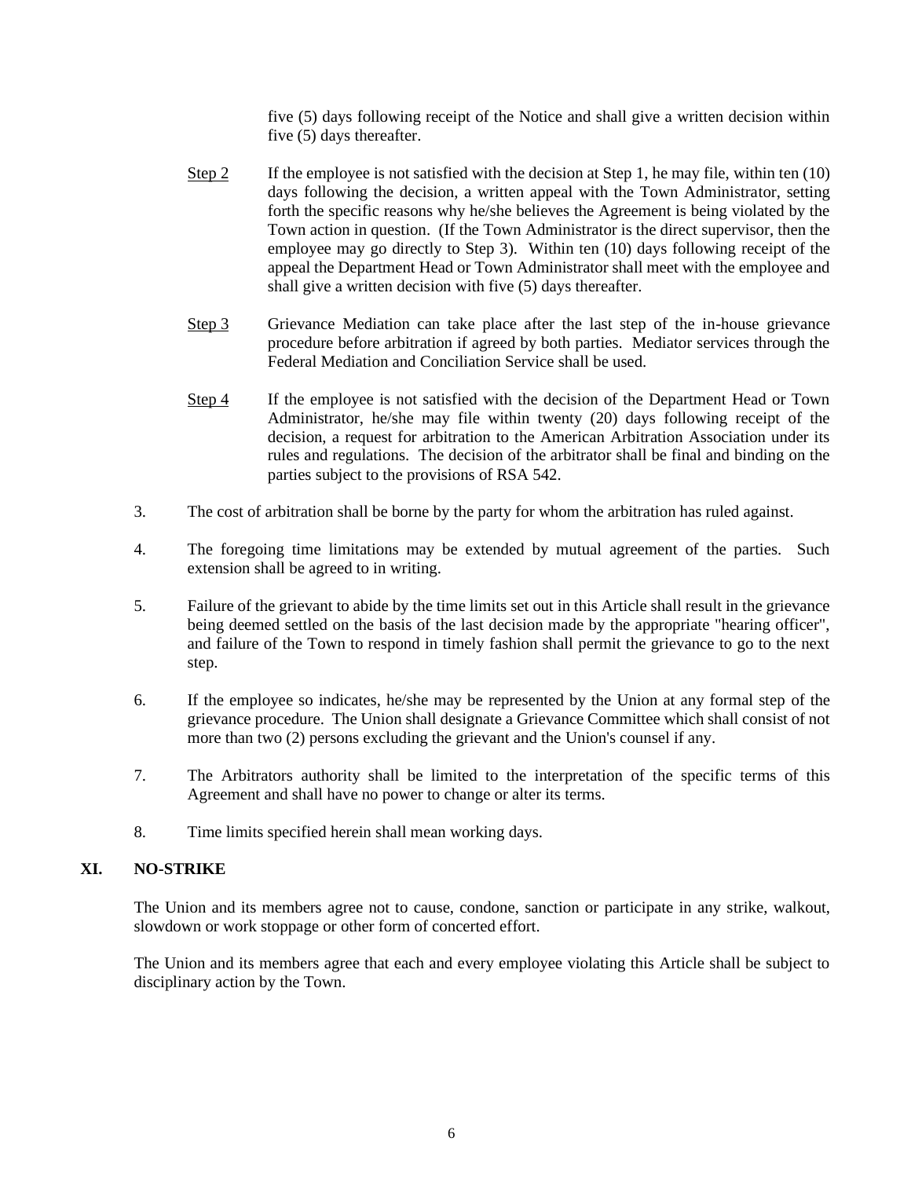five (5) days following receipt of the Notice and shall give a written decision within five (5) days thereafter.

Step 2 If the employee is not satisfied with the decision at Step 1, he may file, within ten (10) days following the decision, a written appeal with the Town Administrator, setting forth the specific reasons why he/she believes the Agreement is being violated by the Town action in question. (If the Town Administrator is the direct supervisor, then the employee may go directly to Step 3). Within ten (10) days following receipt of the appeal the Department Head or Town Administrator shall meet with the employee and shall give a written decision with five (5) days thereafter.

Step 3 Grievance Mediation can take place after the last step of the in-house grievance procedure before arbitration if agreed by both parties. Mediator services through the Federal Mediation and Conciliation Service shall be used.

Step 4 If the employee is not satisfied with the decision of the Department Head or Town Administrator, he/she may file within twenty (20) days following receipt of the decision, a request for arbitration to the American Arbitration Association under its rules and regulations. The decision of the arbitrator shall be final and binding on the parties subject to the provisions of RSA 542.

3. The cost of arbitration shall be borne by the party for whom the arbitration has ruled against.

4. The foregoing time limitations may be extended by mutual agreement of the parties. Such extension shall be agreed to in writing.

5. Failure of the grievant to abide by the time limits set out in this Article shall result in the grievance being deemed settled on the basis of the last decision made by the appropriate "hearing officer", and failure of the Town to respond in timely fashion shall permit the grievance to go to the next step.

6. If the employee so indicates, he/she may be represented by the Union at any formal step of the grievance procedure. The Union shall designate a Grievance Committee which shall consist of not more than two (2) persons excluding the grievant and the Union's counsel if any.

7. The Arbitrators authority shall be limited to the interpretation of the specific terms of this Agreement and shall have no power to change or alter its terms.

8. Time limits specified herein shall mean working days.

## XI. NO-STRIKE

The Union and its members agree not to cause, condone, sanction or participate in any strike, walkout, slowdown or work stoppage or other form of concerted effort.

The Union and its members agree that each and every employee violating this Article shall be subject to disciplinary action by the Town.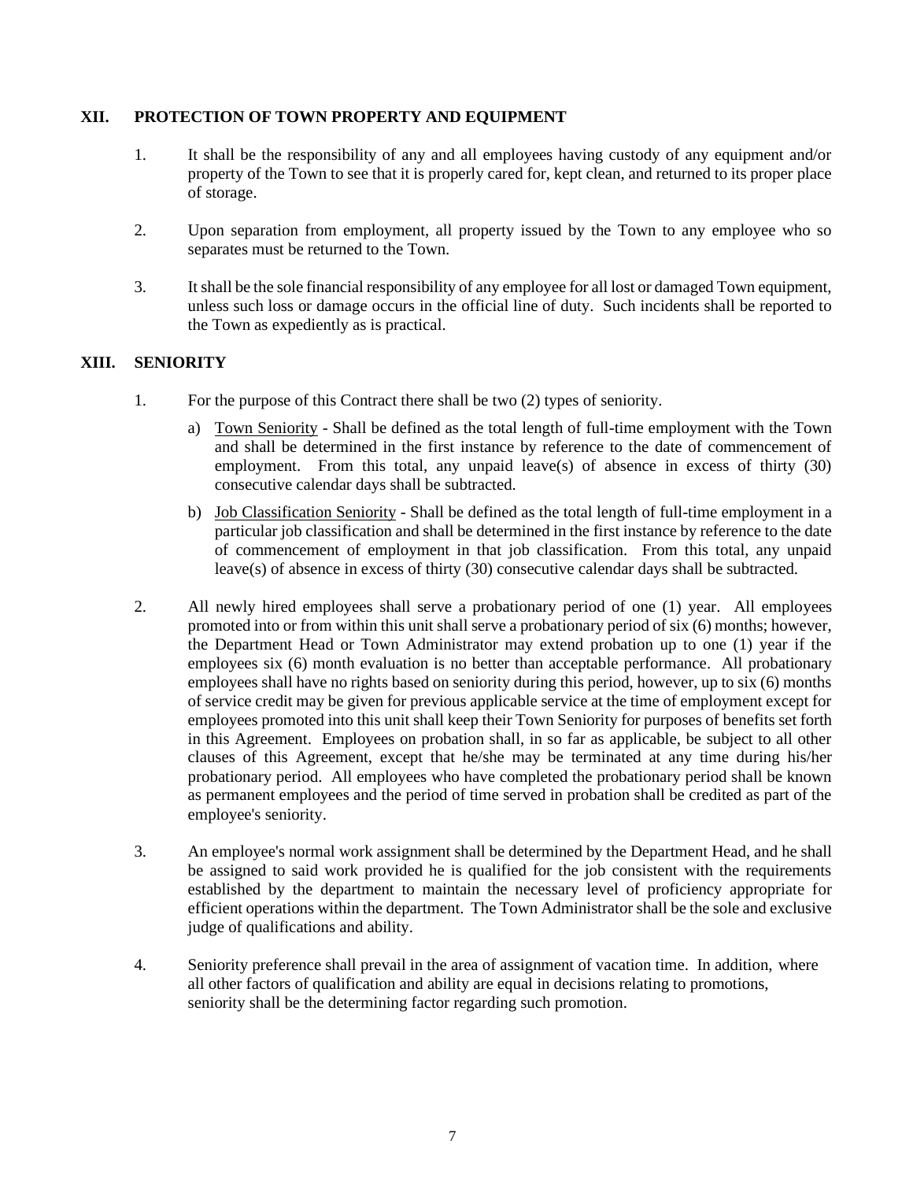## XII. PROTECTION OF TOWN PROPERTY AND EQUIPMENT

1. It shall be the responsibility of any and all employees having custody of any equipment and/or property of the Town to see that it is properly cared for, kept clean, and returned to its proper place of storage.

2. Upon separation from employment, all property issued by the Town to any employee who so separates must be returned to the Town.

3. It shall be the sole financial responsibility of any employee for all lost or damaged Town equipment, unless such loss or damage occurs in the official line of duty. Such incidents shall be reported to the Town as expediently as is practical.

## XIII. SENIORITY

1. For the purpose of this Contract there shall be two (2) types of seniority.

   a) <u>Town Seniority</u> - Shall be defined as the total length of full-time employment with the Town and shall be determined in the first instance by reference to the date of commencement of employment. From this total, any unpaid leave(s) of absence in excess of thirty (30) consecutive calendar days shall be subtracted.

   b) <u>Job Classification Seniority</u> - Shall be defined as the total length of full-time employment in a particular job classification and shall be determined in the first instance by reference to the date of commencement of employment in that job classification. From this total, any unpaid leave(s) of absence in excess of thirty (30) consecutive calendar days shall be subtracted.

2. All newly hired employees shall serve a probationary period of one (1) year. All employees promoted into or from within this unit shall serve a probationary period of six (6) months; however, the Department Head or Town Administrator may extend probation up to one (1) year if the employees six (6) month evaluation is no better than acceptable performance. All probationary employees shall have no rights based on seniority during this period, however, up to six (6) months of service credit may be given for previous applicable service at the time of employment except for employees promoted into this unit shall keep their Town Seniority for purposes of benefits set forth in this Agreement. Employees on probation shall, in so far as applicable, be subject to all other clauses of this Agreement, except that he/she may be terminated at any time during his/her probationary period. All employees who have completed the probationary period shall be known as permanent employees and the period of time served in probation shall be credited as part of the employee's seniority.

3. An employee's normal work assignment shall be determined by the Department Head, and he shall be assigned to said work provided he is qualified for the job consistent with the requirements established by the department to maintain the necessary level of proficiency appropriate for efficient operations within the department. The Town Administrator shall be the sole and exclusive judge of qualifications and ability.

4. Seniority preference shall prevail in the area of assignment of vacation time. In addition, where all other factors of qualification and ability are equal in decisions relating to promotions, seniority shall be the determining factor regarding such promotion.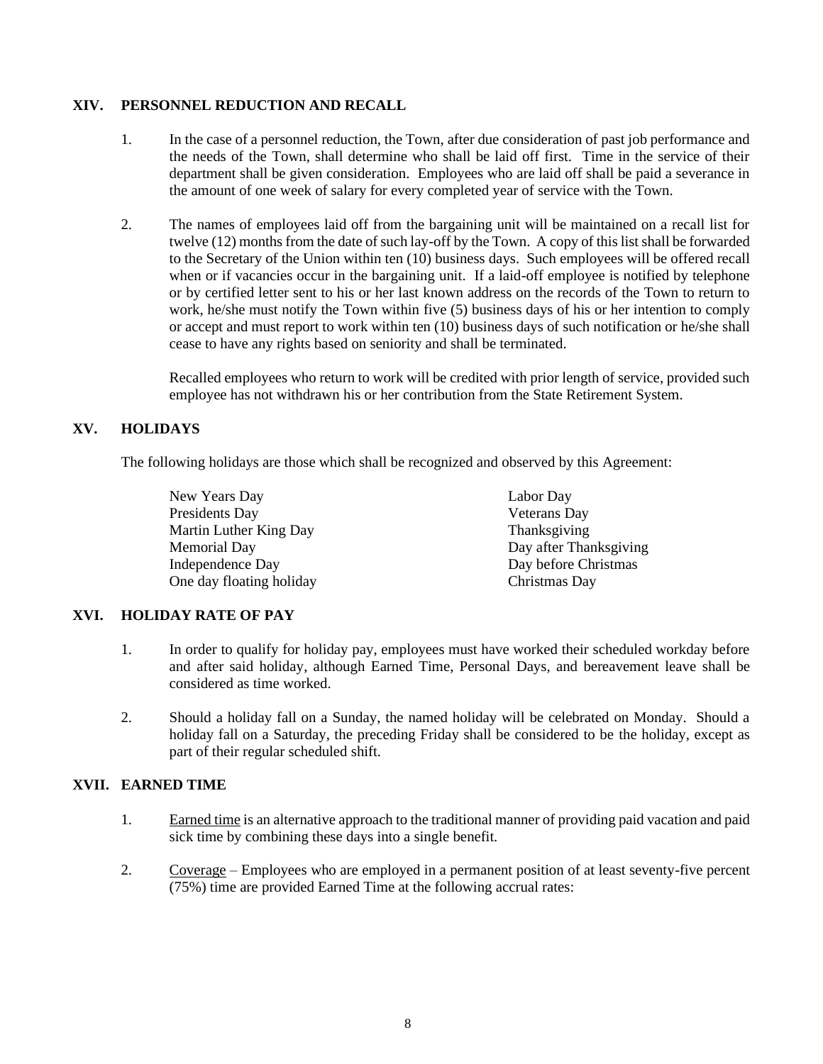## XIV. PERSONNEL REDUCTION AND RECALL

1. In the case of a personnel reduction, the Town, after due consideration of past job performance and the needs of the Town, shall determine who shall be laid off first. Time in the service of their department shall be given consideration. Employees who are laid off shall be paid a severance in the amount of one week of salary for every completed year of service with the Town.

2. The names of employees laid off from the bargaining unit will be maintained on a recall list for twelve (12) months from the date of such lay-off by the Town. A copy of this list shall be forwarded to the Secretary of the Union within ten (10) business days. Such employees will be offered recall when or if vacancies occur in the bargaining unit. If a laid-off employee is notified by telephone or by certified letter sent to his or her last known address on the records of the Town to return to work, he/she must notify the Town within five (5) business days of his or her intention to comply or accept and must report to work within ten (10) business days of such notification or he/she shall cease to have any rights based on seniority and shall be terminated.

   Recalled employees who return to work will be credited with prior length of service, provided such employee has not withdrawn his or her contribution from the State Retirement System.

## XV. HOLIDAYS

The following holidays are those which shall be recognized and observed by this Agreement:

| | |
|---|---|
| New Years Day | Labor Day |
| Presidents Day | Veterans Day |
| Martin Luther King Day | Thanksgiving |
| Memorial Day | Day after Thanksgiving |
| Independence Day | Day before Christmas |
| One day floating holiday | Christmas Day |

## XVI. HOLIDAY RATE OF PAY

1. In order to qualify for holiday pay, employees must have worked their scheduled workday before and after said holiday, although Earned Time, Personal Days, and bereavement leave shall be considered as time worked.

2. Should a holiday fall on a Sunday, the named holiday will be celebrated on Monday. Should a holiday fall on a Saturday, the preceding Friday shall be considered to be the holiday, except as part of their regular scheduled shift.

## XVII. EARNED TIME

1. Earned time is an alternative approach to the traditional manner of providing paid vacation and paid sick time by combining these days into a single benefit.

2. Coverage – Employees who are employed in a permanent position of at least seventy-five percent (75%) time are provided Earned Time at the following accrual rates: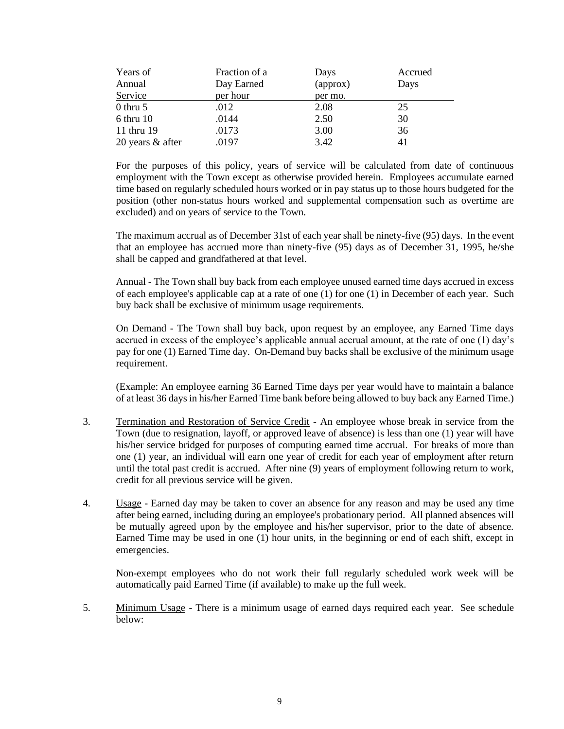| Years of Annual Service | Fraction of a Day Earned per hour | Days (approx) per mo. | Accrued Days |
|---|---|---|---|
| 0 thru 5 | .012 | 2.08 | 25 |
| 6 thru 10 | .0144 | 2.50 | 30 |
| 11 thru 19 | .0173 | 3.00 | 36 |
| 20 years & after | .0197 | 3.42 | 41 |

For the purposes of this policy, years of service will be calculated from date of continuous employment with the Town except as otherwise provided herein. Employees accumulate earned time based on regularly scheduled hours worked or in pay status up to those hours budgeted for the position (other non-status hours worked and supplemental compensation such as overtime are excluded) and on years of service to the Town.

The maximum accrual as of December 31st of each year shall be ninety-five (95) days. In the event that an employee has accrued more than ninety-five (95) days as of December 31, 1995, he/she shall be capped and grandfathered at that level.

Annual - The Town shall buy back from each employee unused earned time days accrued in excess of each employee's applicable cap at a rate of one (1) for one (1) in December of each year. Such buy back shall be exclusive of minimum usage requirements.

On Demand - The Town shall buy back, upon request by an employee, any Earned Time days accrued in excess of the employee's applicable annual accrual amount, at the rate of one (1) day's pay for one (1) Earned Time day. On-Demand buy backs shall be exclusive of the minimum usage requirement.

(Example: An employee earning 36 Earned Time days per year would have to maintain a balance of at least 36 days in his/her Earned Time bank before being allowed to buy back any Earned Time.)

3. Termination and Restoration of Service Credit - An employee whose break in service from the Town (due to resignation, layoff, or approved leave of absence) is less than one (1) year will have his/her service bridged for purposes of computing earned time accrual. For breaks of more than one (1) year, an individual will earn one year of credit for each year of employment after return until the total past credit is accrued. After nine (9) years of employment following return to work, credit for all previous service will be given.

4. Usage - Earned day may be taken to cover an absence for any reason and may be used any time after being earned, including during an employee's probationary period. All planned absences will be mutually agreed upon by the employee and his/her supervisor, prior to the date of absence. Earned Time may be used in one (1) hour units, in the beginning or end of each shift, except in emergencies.

   Non-exempt employees who do not work their full regularly scheduled work week will be automatically paid Earned Time (if available) to make up the full week.

5. Minimum Usage - There is a minimum usage of earned days required each year. See schedule below: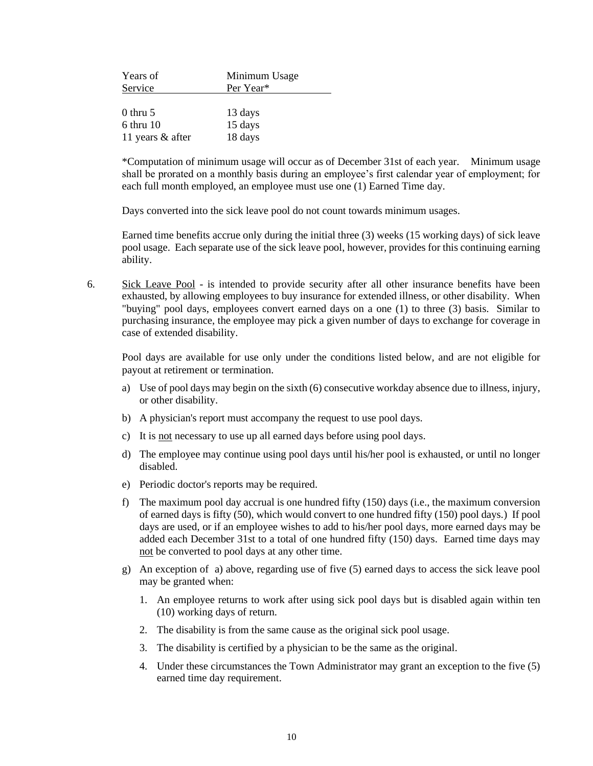| Years of Service | Minimum Usage Per Year* |
|---|---|
| 0 thru 5 | 13 days |
| 6 thru 10 | 15 days |
| 11 years & after | 18 days |

*Computation of minimum usage will occur as of December 31st of each year. Minimum usage shall be prorated on a monthly basis during an employee's first calendar year of employment; for each full month employed, an employee must use one (1) Earned Time day.

Days converted into the sick leave pool do not count towards minimum usages.

Earned time benefits accrue only during the initial three (3) weeks (15 working days) of sick leave pool usage. Each separate use of the sick leave pool, however, provides for this continuing earning ability.

6. Sick Leave Pool - is intended to provide security after all other insurance benefits have been exhausted, by allowing employees to buy insurance for extended illness, or other disability. When "buying" pool days, employees convert earned days on a one (1) to three (3) basis. Similar to purchasing insurance, the employee may pick a given number of days to exchange for coverage in case of extended disability.

   Pool days are available for use only under the conditions listed below, and are not eligible for payout at retirement or termination.

   a) Use of pool days may begin on the sixth (6) consecutive workday absence due to illness, injury, or other disability.
   b) A physician's report must accompany the request to use pool days.
   c) It is not necessary to use up all earned days before using pool days.
   d) The employee may continue using pool days until his/her pool is exhausted, or until no longer disabled.
   e) Periodic doctor's reports may be required.
   f) The maximum pool day accrual is one hundred fifty (150) days (i.e., the maximum conversion of earned days is fifty (50), which would convert to one hundred fifty (150) pool days.) If pool days are used, or if an employee wishes to add to his/her pool days, more earned days may be added each December 31st to a total of one hundred fifty (150) days. Earned time days may not be converted to pool days at any other time.
   g) An exception of a) above, regarding use of five (5) earned days to access the sick leave pool may be granted when:
      1. An employee returns to work after using sick pool days but is disabled again within ten (10) working days of return.
      2. The disability is from the same cause as the original sick pool usage.
      3. The disability is certified by a physician to be the same as the original.
      4. Under these circumstances the Town Administrator may grant an exception to the five (5) earned time day requirement.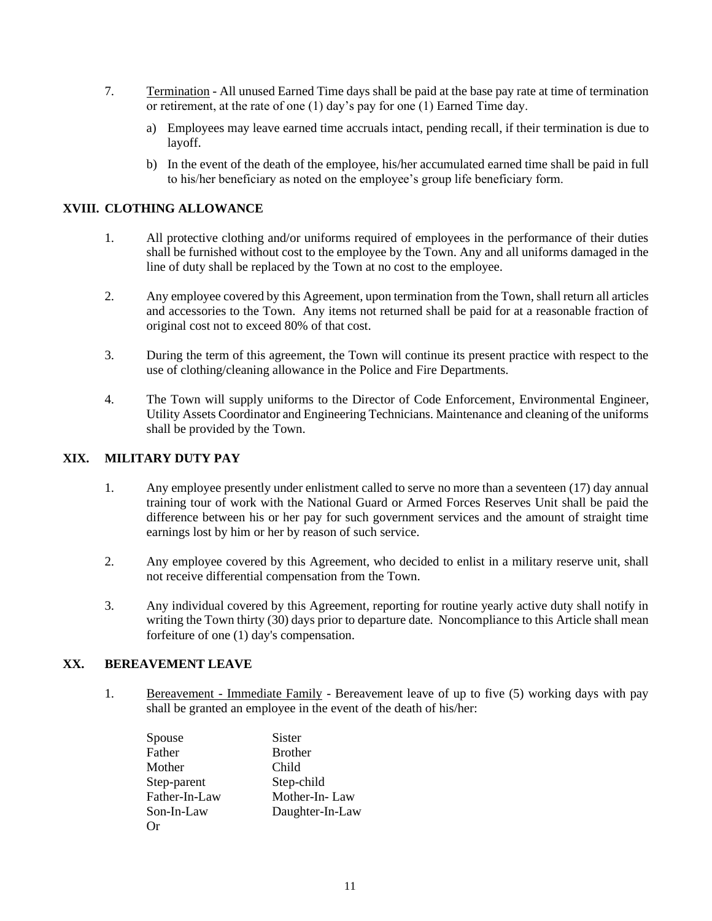7. Termination - All unused Earned Time days shall be paid at the base pay rate at time of termination or retirement, at the rate of one (1) day's pay for one (1) Earned Time day.

   a) Employees may leave earned time accruals intact, pending recall, if their termination is due to layoff.

   b) In the event of the death of the employee, his/her accumulated earned time shall be paid in full to his/her beneficiary as noted on the employee's group life beneficiary form.

## XVIII. CLOTHING ALLOWANCE

1. All protective clothing and/or uniforms required of employees in the performance of their duties shall be furnished without cost to the employee by the Town. Any and all uniforms damaged in the line of duty shall be replaced by the Town at no cost to the employee.

2. Any employee covered by this Agreement, upon termination from the Town, shall return all articles and accessories to the Town. Any items not returned shall be paid for at a reasonable fraction of original cost not to exceed 80% of that cost.

3. During the term of this agreement, the Town will continue its present practice with respect to the use of clothing/cleaning allowance in the Police and Fire Departments.

4. The Town will supply uniforms to the Director of Code Enforcement, Environmental Engineer, Utility Assets Coordinator and Engineering Technicians. Maintenance and cleaning of the uniforms shall be provided by the Town.

## XIX. MILITARY DUTY PAY

1. Any employee presently under enlistment called to serve no more than a seventeen (17) day annual training tour of work with the National Guard or Armed Forces Reserves Unit shall be paid the difference between his or her pay for such government services and the amount of straight time earnings lost by him or her by reason of such service.

2. Any employee covered by this Agreement, who decided to enlist in a military reserve unit, shall not receive differential compensation from the Town.

3. Any individual covered by this Agreement, reporting for routine yearly active duty shall notify in writing the Town thirty (30) days prior to departure date. Noncompliance to this Article shall mean forfeiture of one (1) day's compensation.

## XX. BEREAVEMENT LEAVE

1. Bereavement - Immediate Family - Bereavement leave of up to five (5) working days with pay shall be granted an employee in the event of the death of his/her:

| | |
|---|---|
| Spouse | Sister |
| Father | Brother |
| Mother | Child |
| Step-parent | Step-child |
| Father-In-Law | Mother-In- Law |
| Son-In-Law | Daughter-In-Law |
| Or | |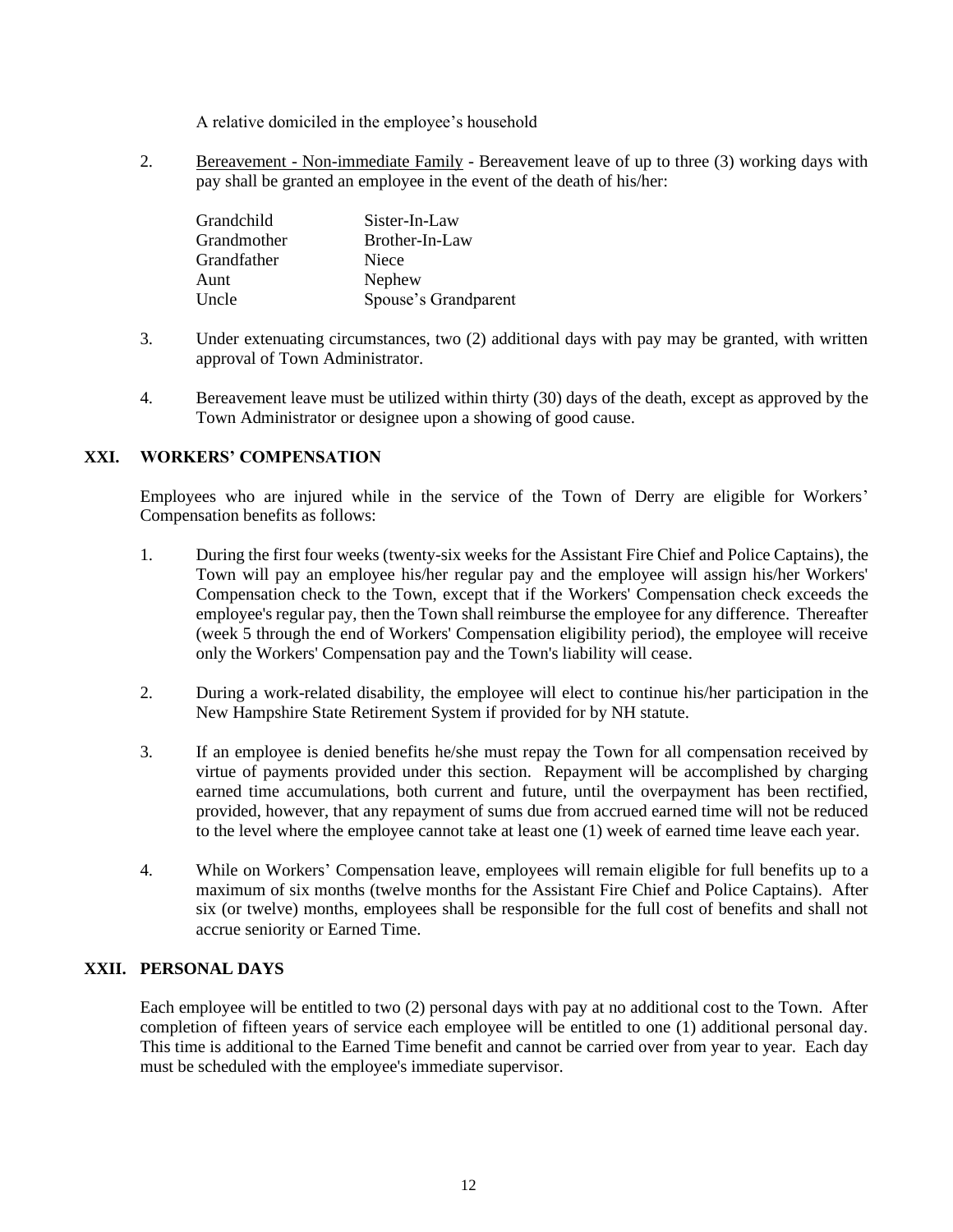A relative domiciled in the employee's household

2. Bereavement - Non-immediate Family - Bereavement leave of up to three (3) working days with pay shall be granted an employee in the event of the death of his/her:

| | |
|---|---|
| Grandchild | Sister-In-Law |
| Grandmother | Brother-In-Law |
| Grandfather | Niece |
| Aunt | Nephew |
| Uncle | Spouse's Grandparent |

3. Under extenuating circumstances, two (2) additional days with pay may be granted, with written approval of Town Administrator.

4. Bereavement leave must be utilized within thirty (30) days of the death, except as approved by the Town Administrator or designee upon a showing of good cause.

## XXI. WORKERS' COMPENSATION

Employees who are injured while in the service of the Town of Derry are eligible for Workers' Compensation benefits as follows:

1. During the first four weeks (twenty-six weeks for the Assistant Fire Chief and Police Captains), the Town will pay an employee his/her regular pay and the employee will assign his/her Workers' Compensation check to the Town, except that if the Workers' Compensation check exceeds the employee's regular pay, then the Town shall reimburse the employee for any difference. Thereafter (week 5 through the end of Workers' Compensation eligibility period), the employee will receive only the Workers' Compensation pay and the Town's liability will cease.

2. During a work-related disability, the employee will elect to continue his/her participation in the New Hampshire State Retirement System if provided for by NH statute.

3. If an employee is denied benefits he/she must repay the Town for all compensation received by virtue of payments provided under this section. Repayment will be accomplished by charging earned time accumulations, both current and future, until the overpayment has been rectified, provided, however, that any repayment of sums due from accrued earned time will not be reduced to the level where the employee cannot take at least one (1) week of earned time leave each year.

4. While on Workers' Compensation leave, employees will remain eligible for full benefits up to a maximum of six months (twelve months for the Assistant Fire Chief and Police Captains). After six (or twelve) months, employees shall be responsible for the full cost of benefits and shall not accrue seniority or Earned Time.

## XXII. PERSONAL DAYS

Each employee will be entitled to two (2) personal days with pay at no additional cost to the Town. After completion of fifteen years of service each employee will be entitled to one (1) additional personal day. This time is additional to the Earned Time benefit and cannot be carried over from year to year. Each day must be scheduled with the employee's immediate supervisor.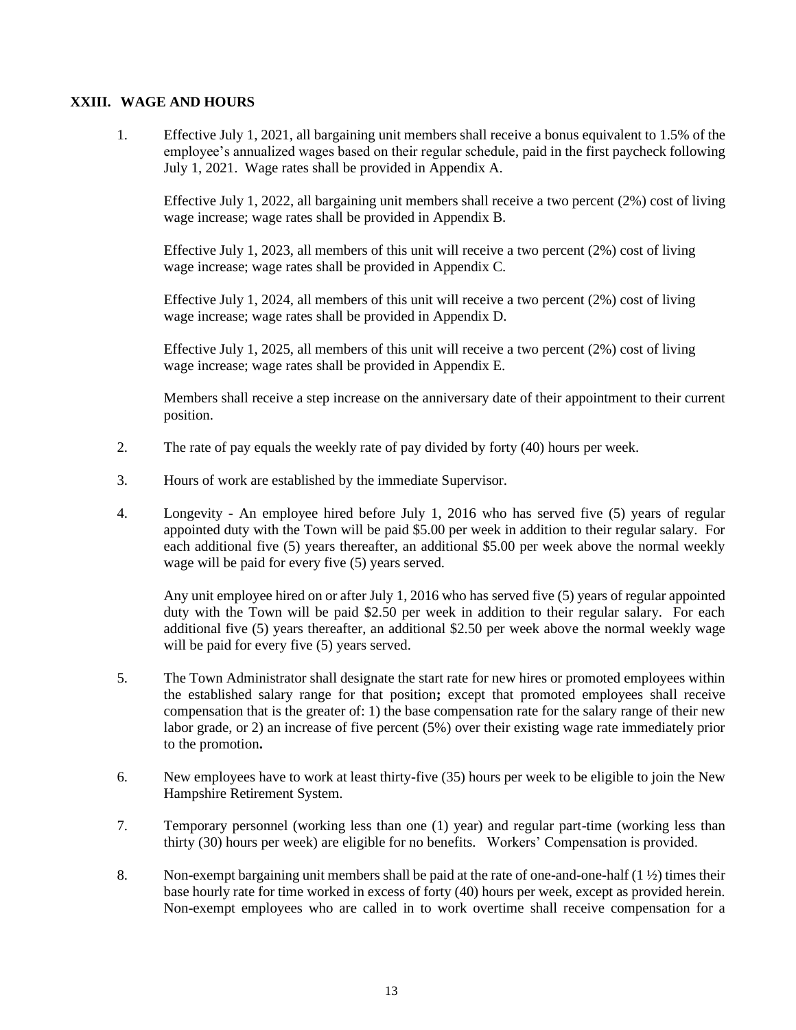## XXIII. WAGE AND HOURS

1. Effective July 1, 2021, all bargaining unit members shall receive a bonus equivalent to 1.5% of the employee's annualized wages based on their regular schedule, paid in the first paycheck following July 1, 2021. Wage rates shall be provided in Appendix A.

   Effective July 1, 2022, all bargaining unit members shall receive a two percent (2%) cost of living wage increase; wage rates shall be provided in Appendix B.

   Effective July 1, 2023, all members of this unit will receive a two percent (2%) cost of living wage increase; wage rates shall be provided in Appendix C.

   Effective July 1, 2024, all members of this unit will receive a two percent (2%) cost of living wage increase; wage rates shall be provided in Appendix D.

   Effective July 1, 2025, all members of this unit will receive a two percent (2%) cost of living wage increase; wage rates shall be provided in Appendix E.

   Members shall receive a step increase on the anniversary date of their appointment to their current position.

2. The rate of pay equals the weekly rate of pay divided by forty (40) hours per week.

3. Hours of work are established by the immediate Supervisor.

4. Longevity - An employee hired before July 1, 2016 who has served five (5) years of regular appointed duty with the Town will be paid $5.00 per week in addition to their regular salary. For each additional five (5) years thereafter, an additional $5.00 per week above the normal weekly wage will be paid for every five (5) years served.

   Any unit employee hired on or after July 1, 2016 who has served five (5) years of regular appointed duty with the Town will be paid $2.50 per week in addition to their regular salary. For each additional five (5) years thereafter, an additional $2.50 per week above the normal weekly wage will be paid for every five (5) years served.

5. The Town Administrator shall designate the start rate for new hires or promoted employees within the established salary range for that position**;** except that promoted employees shall receive compensation that is the greater of: 1) the base compensation rate for the salary range of their new labor grade, or 2) an increase of five percent (5%) over their existing wage rate immediately prior to the promotion**.**

6. New employees have to work at least thirty-five (35) hours per week to be eligible to join the New Hampshire Retirement System.

7. Temporary personnel (working less than one (1) year) and regular part-time (working less than thirty (30) hours per week) are eligible for no benefits. Workers' Compensation is provided.

8. Non-exempt bargaining unit members shall be paid at the rate of one-and-one-half (1 ½) times their base hourly rate for time worked in excess of forty (40) hours per week, except as provided herein. Non-exempt employees who are called in to work overtime shall receive compensation for a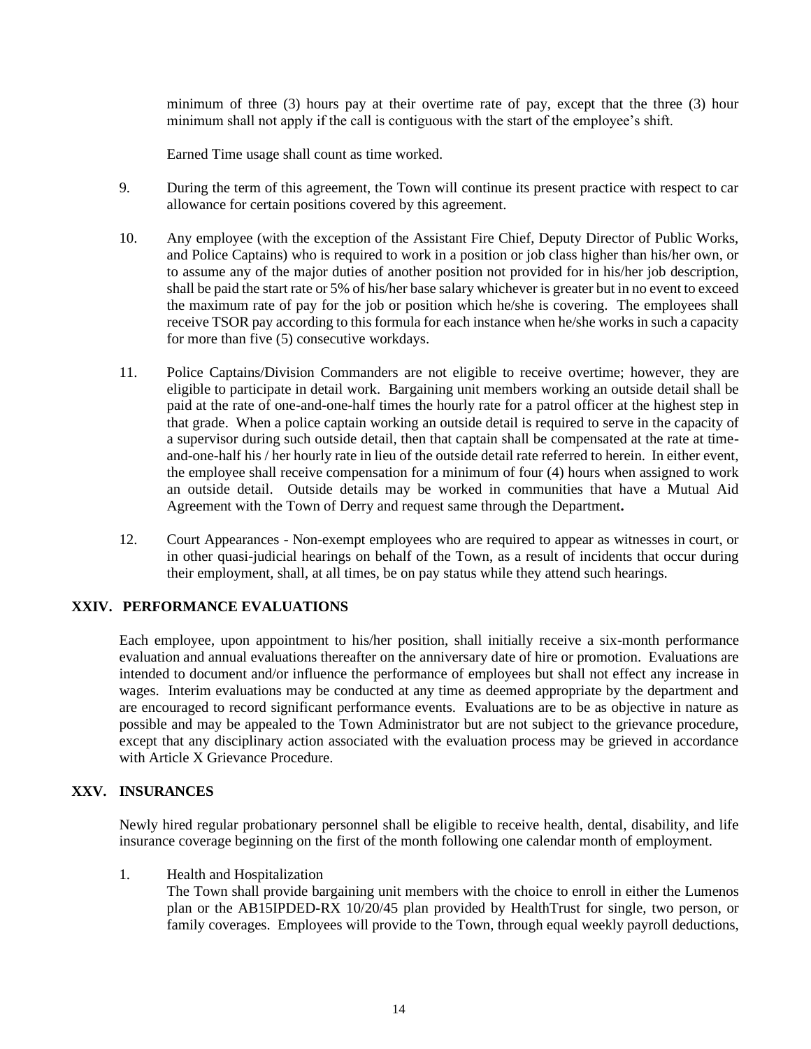minimum of three (3) hours pay at their overtime rate of pay, except that the three (3) hour minimum shall not apply if the call is contiguous with the start of the employee's shift.

Earned Time usage shall count as time worked.

9. During the term of this agreement, the Town will continue its present practice with respect to car allowance for certain positions covered by this agreement.

10. Any employee (with the exception of the Assistant Fire Chief, Deputy Director of Public Works, and Police Captains) who is required to work in a position or job class higher than his/her own, or to assume any of the major duties of another position not provided for in his/her job description, shall be paid the start rate or 5% of his/her base salary whichever is greater but in no event to exceed the maximum rate of pay for the job or position which he/she is covering. The employees shall receive TSOR pay according to this formula for each instance when he/she works in such a capacity for more than five (5) consecutive workdays.

11. Police Captains/Division Commanders are not eligible to receive overtime; however, they are eligible to participate in detail work. Bargaining unit members working an outside detail shall be paid at the rate of one-and-one-half times the hourly rate for a patrol officer at the highest step in that grade. When a police captain working an outside detail is required to serve in the capacity of a supervisor during such outside detail, then that captain shall be compensated at the rate at time-and-one-half his / her hourly rate in lieu of the outside detail rate referred to herein. In either event, the employee shall receive compensation for a minimum of four (4) hours when assigned to work an outside detail. Outside details may be worked in communities that have a Mutual Aid Agreement with the Town of Derry and request same through the Department**.**

12. Court Appearances - Non-exempt employees who are required to appear as witnesses in court, or in other quasi-judicial hearings on behalf of the Town, as a result of incidents that occur during their employment, shall, at all times, be on pay status while they attend such hearings.

## XXIV. PERFORMANCE EVALUATIONS

Each employee, upon appointment to his/her position, shall initially receive a six-month performance evaluation and annual evaluations thereafter on the anniversary date of hire or promotion. Evaluations are intended to document and/or influence the performance of employees but shall not effect any increase in wages. Interim evaluations may be conducted at any time as deemed appropriate by the department and are encouraged to record significant performance events. Evaluations are to be as objective in nature as possible and may be appealed to the Town Administrator but are not subject to the grievance procedure, except that any disciplinary action associated with the evaluation process may be grieved in accordance with Article X Grievance Procedure.

## XXV. INSURANCES

Newly hired regular probationary personnel shall be eligible to receive health, dental, disability, and life insurance coverage beginning on the first of the month following one calendar month of employment.

1. Health and Hospitalization
   The Town shall provide bargaining unit members with the choice to enroll in either the Lumenos plan or the AB15IPDED-RX 10/20/45 plan provided by HealthTrust for single, two person, or family coverages. Employees will provide to the Town, through equal weekly payroll deductions,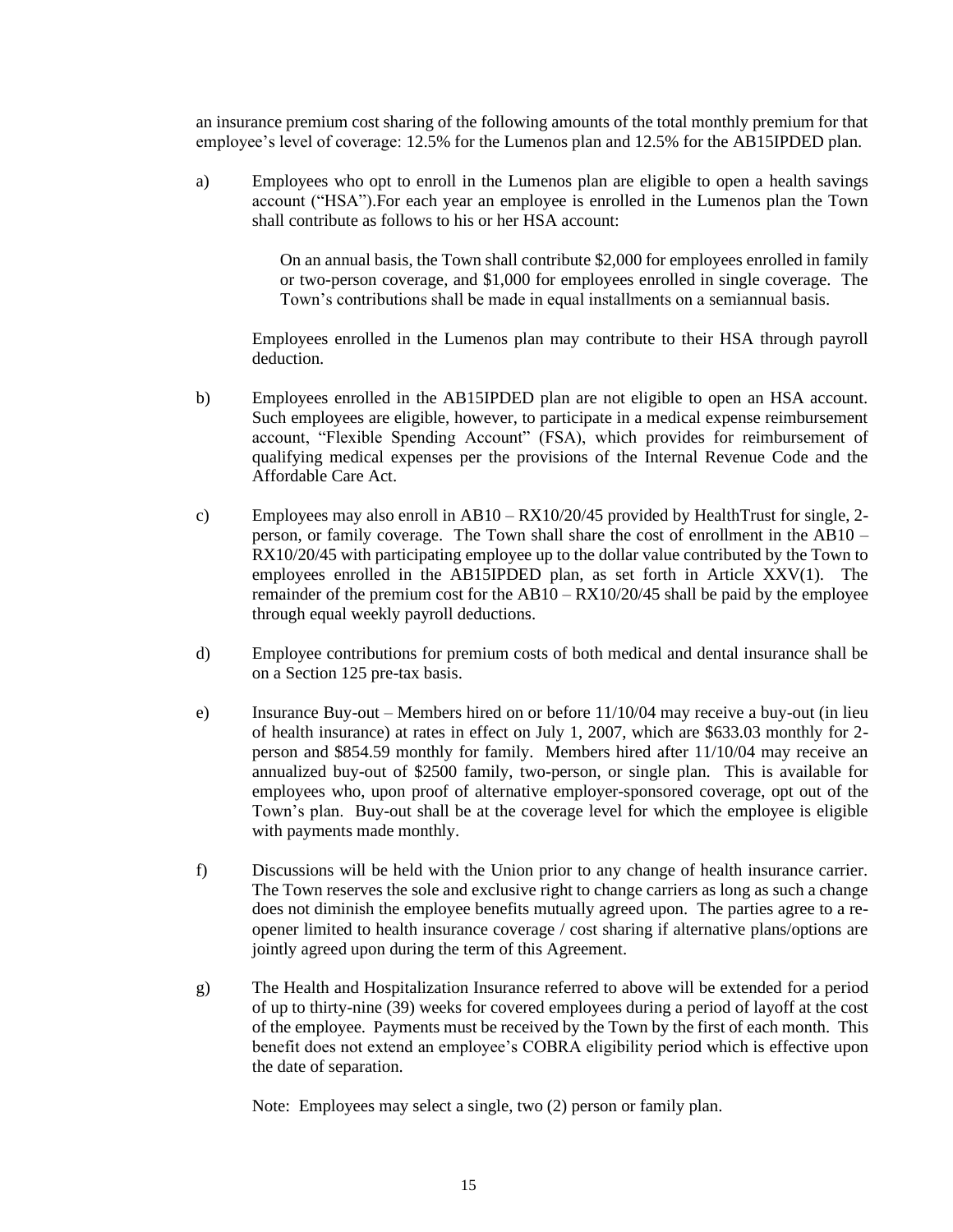an insurance premium cost sharing of the following amounts of the total monthly premium for that employee's level of coverage: 12.5% for the Lumenos plan and 12.5% for the AB15IPDED plan.

a) Employees who opt to enroll in the Lumenos plan are eligible to open a health savings account ("HSA").For each year an employee is enrolled in the Lumenos plan the Town shall contribute as follows to his or her HSA account:

> On an annual basis, the Town shall contribute $2,000 for employees enrolled in family or two-person coverage, and $1,000 for employees enrolled in single coverage. The Town's contributions shall be made in equal installments on a semiannual basis.

Employees enrolled in the Lumenos plan may contribute to their HSA through payroll deduction.

b) Employees enrolled in the AB15IPDED plan are not eligible to open an HSA account. Such employees are eligible, however, to participate in a medical expense reimbursement account, "Flexible Spending Account" (FSA), which provides for reimbursement of qualifying medical expenses per the provisions of the Internal Revenue Code and the Affordable Care Act.

c) Employees may also enroll in AB10 – RX10/20/45 provided by HealthTrust for single, 2-person, or family coverage. The Town shall share the cost of enrollment in the AB10 – RX10/20/45 with participating employee up to the dollar value contributed by the Town to employees enrolled in the AB15IPDED plan, as set forth in Article XXV(1). The remainder of the premium cost for the AB10 – RX10/20/45 shall be paid by the employee through equal weekly payroll deductions.

d) Employee contributions for premium costs of both medical and dental insurance shall be on a Section 125 pre-tax basis.

e) Insurance Buy-out – Members hired on or before 11/10/04 may receive a buy-out (in lieu of health insurance) at rates in effect on July 1, 2007, which are $633.03 monthly for 2-person and $854.59 monthly for family. Members hired after 11/10/04 may receive an annualized buy-out of $2500 family, two-person, or single plan. This is available for employees who, upon proof of alternative employer-sponsored coverage, opt out of the Town's plan. Buy-out shall be at the coverage level for which the employee is eligible with payments made monthly.

f) Discussions will be held with the Union prior to any change of health insurance carrier. The Town reserves the sole and exclusive right to change carriers as long as such a change does not diminish the employee benefits mutually agreed upon. The parties agree to a re-opener limited to health insurance coverage / cost sharing if alternative plans/options are jointly agreed upon during the term of this Agreement.

g) The Health and Hospitalization Insurance referred to above will be extended for a period of up to thirty-nine (39) weeks for covered employees during a period of layoff at the cost of the employee. Payments must be received by the Town by the first of each month. This benefit does not extend an employee's COBRA eligibility period which is effective upon the date of separation.

Note: Employees may select a single, two (2) person or family plan.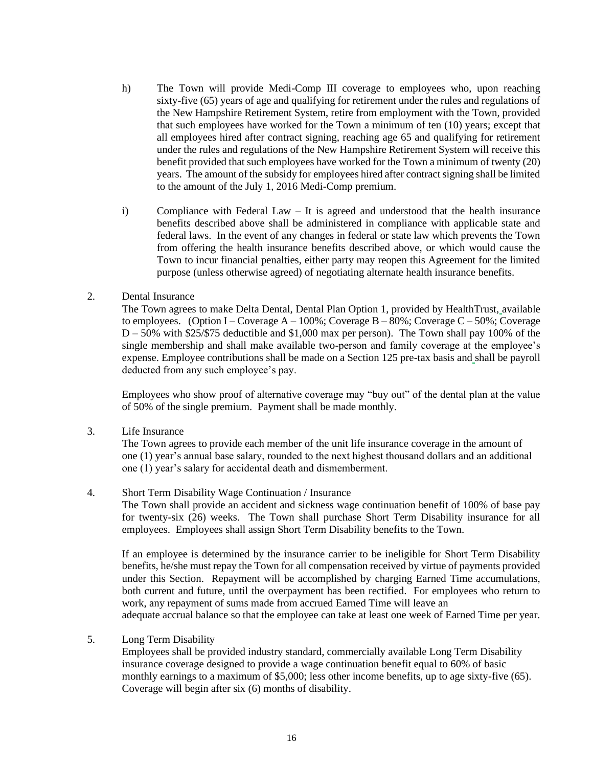h) The Town will provide Medi-Comp III coverage to employees who, upon reaching sixty-five (65) years of age and qualifying for retirement under the rules and regulations of the New Hampshire Retirement System, retire from employment with the Town, provided that such employees have worked for the Town a minimum of ten (10) years; except that all employees hired after contract signing, reaching age 65 and qualifying for retirement under the rules and regulations of the New Hampshire Retirement System will receive this benefit provided that such employees have worked for the Town a minimum of twenty (20) years. The amount of the subsidy for employees hired after contract signing shall be limited to the amount of the July 1, 2016 Medi-Comp premium.

i) Compliance with Federal Law – It is agreed and understood that the health insurance benefits described above shall be administered in compliance with applicable state and federal laws. In the event of any changes in federal or state law which prevents the Town from offering the health insurance benefits described above, or which would cause the Town to incur financial penalties, either party may reopen this Agreement for the limited purpose (unless otherwise agreed) of negotiating alternate health insurance benefits.

2. Dental Insurance

The Town agrees to make Delta Dental, Dental Plan Option 1, provided by HealthTrust, available to employees. (Option I – Coverage A – 100%; Coverage B – 80%; Coverage C – 50%; Coverage D – 50% with $25/$75 deductible and $1,000 max per person). The Town shall pay 100% of the single membership and shall make available two-person and family coverage at the employee's expense. Employee contributions shall be made on a Section 125 pre-tax basis and shall be payroll deducted from any such employee's pay.

Employees who show proof of alternative coverage may "buy out" of the dental plan at the value of 50% of the single premium. Payment shall be made monthly.

3. Life Insurance

The Town agrees to provide each member of the unit life insurance coverage in the amount of one (1) year's annual base salary, rounded to the next highest thousand dollars and an additional one (1) year's salary for accidental death and dismemberment.

4. Short Term Disability Wage Continuation / Insurance

The Town shall provide an accident and sickness wage continuation benefit of 100% of base pay for twenty-six (26) weeks. The Town shall purchase Short Term Disability insurance for all employees. Employees shall assign Short Term Disability benefits to the Town.

If an employee is determined by the insurance carrier to be ineligible for Short Term Disability benefits, he/she must repay the Town for all compensation received by virtue of payments provided under this Section. Repayment will be accomplished by charging Earned Time accumulations, both current and future, until the overpayment has been rectified. For employees who return to work, any repayment of sums made from accrued Earned Time will leave an adequate accrual balance so that the employee can take at least one week of Earned Time per year.

5. Long Term Disability

Employees shall be provided industry standard, commercially available Long Term Disability insurance coverage designed to provide a wage continuation benefit equal to 60% of basic monthly earnings to a maximum of $5,000; less other income benefits, up to age sixty-five (65). Coverage will begin after six (6) months of disability.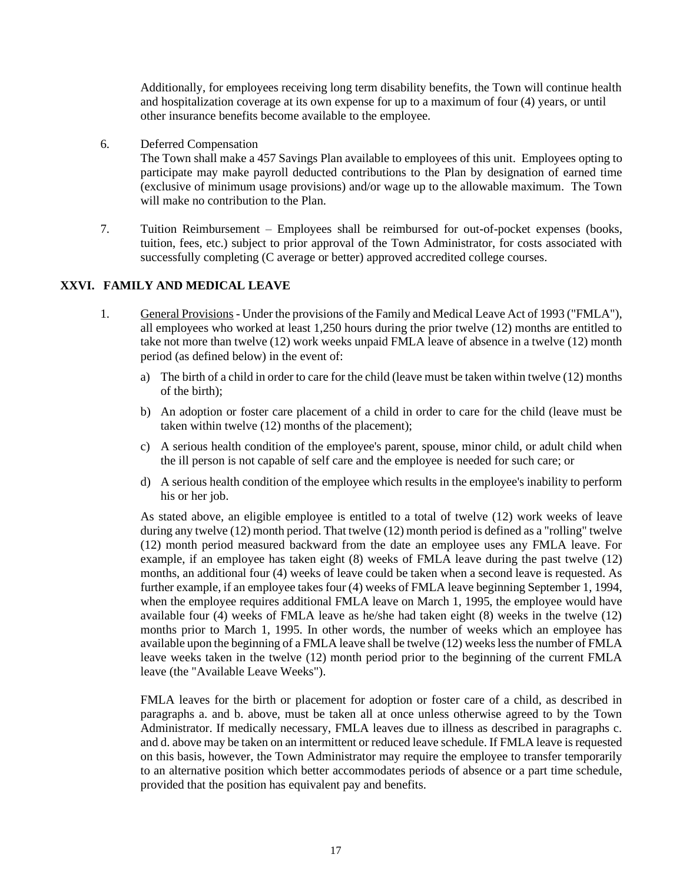Additionally, for employees receiving long term disability benefits, the Town will continue health and hospitalization coverage at its own expense for up to a maximum of four (4) years, or until other insurance benefits become available to the employee.

6. Deferred Compensation
   The Town shall make a 457 Savings Plan available to employees of this unit. Employees opting to participate may make payroll deducted contributions to the Plan by designation of earned time (exclusive of minimum usage provisions) and/or wage up to the allowable maximum. The Town will make no contribution to the Plan.

7. Tuition Reimbursement – Employees shall be reimbursed for out-of-pocket expenses (books, tuition, fees, etc.) subject to prior approval of the Town Administrator, for costs associated with successfully completing (C average or better) approved accredited college courses.

## XXVI. FAMILY AND MEDICAL LEAVE

1. General Provisions - Under the provisions of the Family and Medical Leave Act of 1993 ("FMLA"), all employees who worked at least 1,250 hours during the prior twelve (12) months are entitled to take not more than twelve (12) work weeks unpaid FMLA leave of absence in a twelve (12) month period (as defined below) in the event of:

   a) The birth of a child in order to care for the child (leave must be taken within twelve (12) months of the birth);

   b) An adoption or foster care placement of a child in order to care for the child (leave must be taken within twelve (12) months of the placement);

   c) A serious health condition of the employee's parent, spouse, minor child, or adult child when the ill person is not capable of self care and the employee is needed for such care; or

   d) A serious health condition of the employee which results in the employee's inability to perform his or her job.

   As stated above, an eligible employee is entitled to a total of twelve (12) work weeks of leave during any twelve (12) month period. That twelve (12) month period is defined as a "rolling" twelve (12) month period measured backward from the date an employee uses any FMLA leave. For example, if an employee has taken eight (8) weeks of FMLA leave during the past twelve (12) months, an additional four (4) weeks of leave could be taken when a second leave is requested. As further example, if an employee takes four (4) weeks of FMLA leave beginning September 1, 1994, when the employee requires additional FMLA leave on March 1, 1995, the employee would have available four (4) weeks of FMLA leave as he/she had taken eight (8) weeks in the twelve (12) months prior to March 1, 1995. In other words, the number of weeks which an employee has available upon the beginning of a FMLA leave shall be twelve (12) weeks less the number of FMLA leave weeks taken in the twelve (12) month period prior to the beginning of the current FMLA leave (the "Available Leave Weeks").

   FMLA leaves for the birth or placement for adoption or foster care of a child, as described in paragraphs a. and b. above, must be taken all at once unless otherwise agreed to by the Town Administrator. If medically necessary, FMLA leaves due to illness as described in paragraphs c. and d. above may be taken on an intermittent or reduced leave schedule. If FMLA leave is requested on this basis, however, the Town Administrator may require the employee to transfer temporarily to an alternative position which better accommodates periods of absence or a part time schedule, provided that the position has equivalent pay and benefits.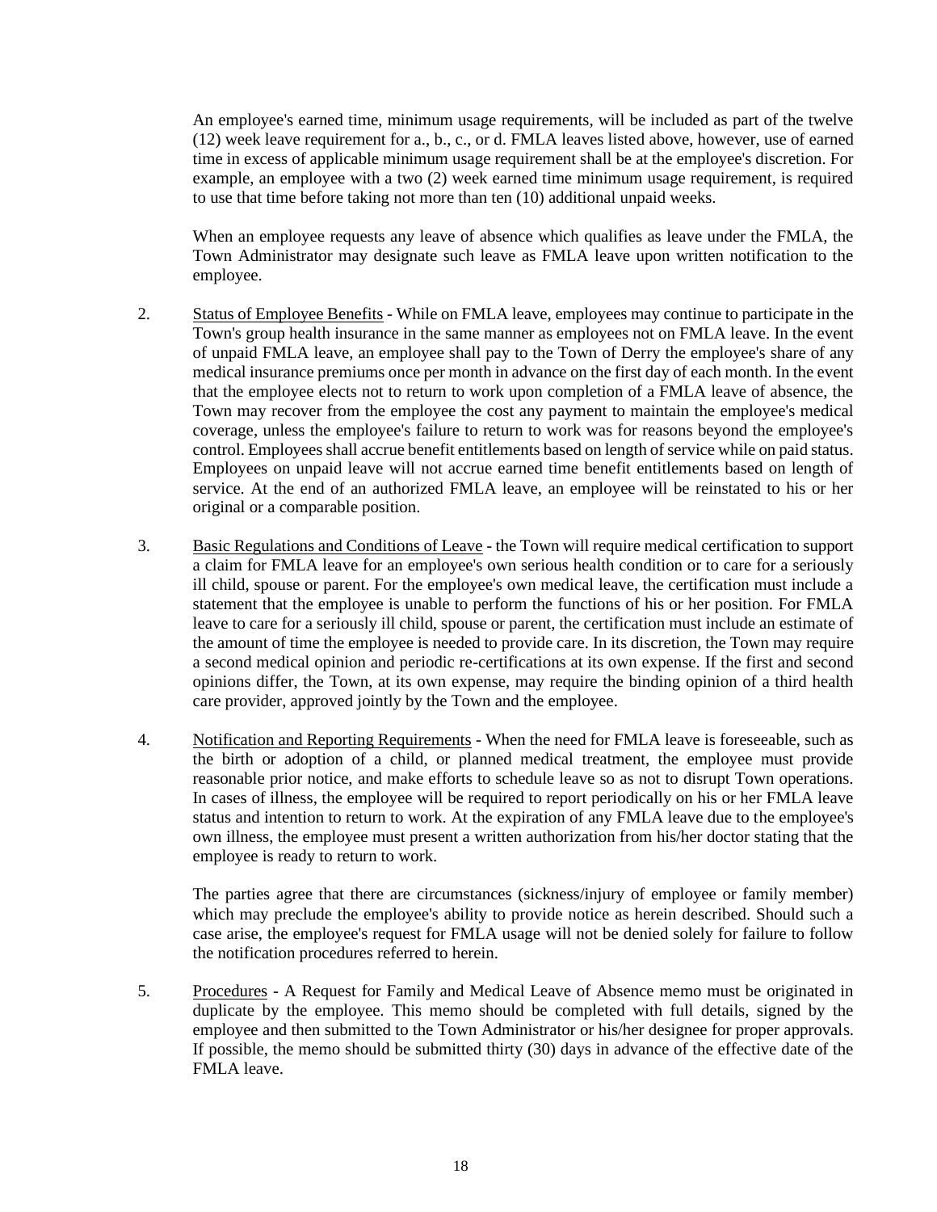An employee's earned time, minimum usage requirements, will be included as part of the twelve (12) week leave requirement for a., b., c., or d. FMLA leaves listed above, however, use of earned time in excess of applicable minimum usage requirement shall be at the employee's discretion. For example, an employee with a two (2) week earned time minimum usage requirement, is required to use that time before taking not more than ten (10) additional unpaid weeks.

When an employee requests any leave of absence which qualifies as leave under the FMLA, the Town Administrator may designate such leave as FMLA leave upon written notification to the employee.

2. Status of Employee Benefits - While on FMLA leave, employees may continue to participate in the Town's group health insurance in the same manner as employees not on FMLA leave. In the event of unpaid FMLA leave, an employee shall pay to the Town of Derry the employee's share of any medical insurance premiums once per month in advance on the first day of each month. In the event that the employee elects not to return to work upon completion of a FMLA leave of absence, the Town may recover from the employee the cost any payment to maintain the employee's medical coverage, unless the employee's failure to return to work was for reasons beyond the employee's control. Employees shall accrue benefit entitlements based on length of service while on paid status. Employees on unpaid leave will not accrue earned time benefit entitlements based on length of service. At the end of an authorized FMLA leave, an employee will be reinstated to his or her original or a comparable position.

3. Basic Regulations and Conditions of Leave - the Town will require medical certification to support a claim for FMLA leave for an employee's own serious health condition or to care for a seriously ill child, spouse or parent. For the employee's own medical leave, the certification must include a statement that the employee is unable to perform the functions of his or her position. For FMLA leave to care for a seriously ill child, spouse or parent, the certification must include an estimate of the amount of time the employee is needed to provide care. In its discretion, the Town may require a second medical opinion and periodic re-certifications at its own expense. If the first and second opinions differ, the Town, at its own expense, may require the binding opinion of a third health care provider, approved jointly by the Town and the employee.

4. Notification and Reporting Requirements - When the need for FMLA leave is foreseeable, such as the birth or adoption of a child, or planned medical treatment, the employee must provide reasonable prior notice, and make efforts to schedule leave so as not to disrupt Town operations. In cases of illness, the employee will be required to report periodically on his or her FMLA leave status and intention to return to work. At the expiration of any FMLA leave due to the employee's own illness, the employee must present a written authorization from his/her doctor stating that the employee is ready to return to work.

   The parties agree that there are circumstances (sickness/injury of employee or family member) which may preclude the employee's ability to provide notice as herein described. Should such a case arise, the employee's request for FMLA usage will not be denied solely for failure to follow the notification procedures referred to herein.

5. Procedures - A Request for Family and Medical Leave of Absence memo must be originated in duplicate by the employee. This memo should be completed with full details, signed by the employee and then submitted to the Town Administrator or his/her designee for proper approvals. If possible, the memo should be submitted thirty (30) days in advance of the effective date of the FMLA leave.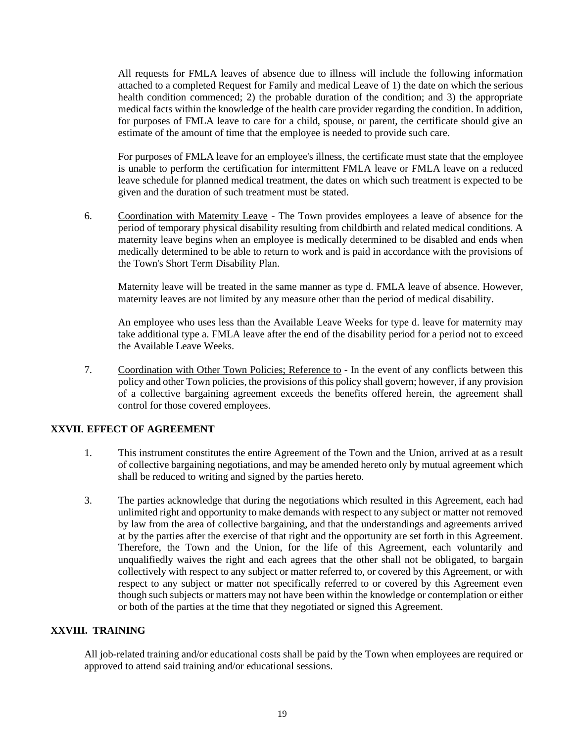All requests for FMLA leaves of absence due to illness will include the following information attached to a completed Request for Family and medical Leave of 1) the date on which the serious health condition commenced; 2) the probable duration of the condition; and 3) the appropriate medical facts within the knowledge of the health care provider regarding the condition. In addition, for purposes of FMLA leave to care for a child, spouse, or parent, the certificate should give an estimate of the amount of time that the employee is needed to provide such care.

For purposes of FMLA leave for an employee's illness, the certificate must state that the employee is unable to perform the certification for intermittent FMLA leave or FMLA leave on a reduced leave schedule for planned medical treatment, the dates on which such treatment is expected to be given and the duration of such treatment must be stated.

6. Coordination with Maternity Leave - The Town provides employees a leave of absence for the period of temporary physical disability resulting from childbirth and related medical conditions. A maternity leave begins when an employee is medically determined to be disabled and ends when medically determined to be able to return to work and is paid in accordance with the provisions of the Town's Short Term Disability Plan.

   Maternity leave will be treated in the same manner as type d. FMLA leave of absence. However, maternity leaves are not limited by any measure other than the period of medical disability.

   An employee who uses less than the Available Leave Weeks for type d. leave for maternity may take additional type a. FMLA leave after the end of the disability period for a period not to exceed the Available Leave Weeks.

7. Coordination with Other Town Policies; Reference to - In the event of any conflicts between this policy and other Town policies, the provisions of this policy shall govern; however, if any provision of a collective bargaining agreement exceeds the benefits offered herein, the agreement shall control for those covered employees.

## XXVII. EFFECT OF AGREEMENT

1. This instrument constitutes the entire Agreement of the Town and the Union, arrived at as a result of collective bargaining negotiations, and may be amended hereto only by mutual agreement which shall be reduced to writing and signed by the parties hereto.

3. The parties acknowledge that during the negotiations which resulted in this Agreement, each had unlimited right and opportunity to make demands with respect to any subject or matter not removed by law from the area of collective bargaining, and that the understandings and agreements arrived at by the parties after the exercise of that right and the opportunity are set forth in this Agreement. Therefore, the Town and the Union, for the life of this Agreement, each voluntarily and unqualifiedly waives the right and each agrees that the other shall not be obligated, to bargain collectively with respect to any subject or matter referred to, or covered by this Agreement, or with respect to any subject or matter not specifically referred to or covered by this Agreement even though such subjects or matters may not have been within the knowledge or contemplation or either or both of the parties at the time that they negotiated or signed this Agreement.

## XXVIII. TRAINING

All job-related training and/or educational costs shall be paid by the Town when employees are required or approved to attend said training and/or educational sessions.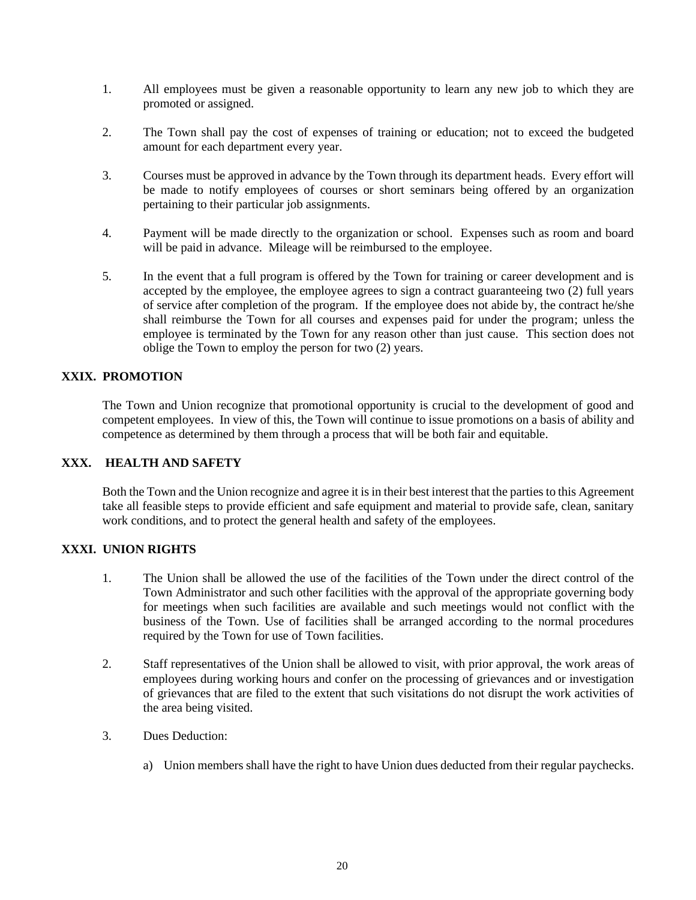1. All employees must be given a reasonable opportunity to learn any new job to which they are promoted or assigned.

2. The Town shall pay the cost of expenses of training or education; not to exceed the budgeted amount for each department every year.

3. Courses must be approved in advance by the Town through its department heads. Every effort will be made to notify employees of courses or short seminars being offered by an organization pertaining to their particular job assignments.

4. Payment will be made directly to the organization or school. Expenses such as room and board will be paid in advance. Mileage will be reimbursed to the employee.

5. In the event that a full program is offered by the Town for training or career development and is accepted by the employee, the employee agrees to sign a contract guaranteeing two (2) full years of service after completion of the program. If the employee does not abide by, the contract he/she shall reimburse the Town for all courses and expenses paid for under the program; unless the employee is terminated by the Town for any reason other than just cause. This section does not oblige the Town to employ the person for two (2) years.

## XXIX. PROMOTION

The Town and Union recognize that promotional opportunity is crucial to the development of good and competent employees. In view of this, the Town will continue to issue promotions on a basis of ability and competence as determined by them through a process that will be both fair and equitable.

## XXX. HEALTH AND SAFETY

Both the Town and the Union recognize and agree it is in their best interest that the parties to this Agreement take all feasible steps to provide efficient and safe equipment and material to provide safe, clean, sanitary work conditions, and to protect the general health and safety of the employees.

## XXXI. UNION RIGHTS

1. The Union shall be allowed the use of the facilities of the Town under the direct control of the Town Administrator and such other facilities with the approval of the appropriate governing body for meetings when such facilities are available and such meetings would not conflict with the business of the Town. Use of facilities shall be arranged according to the normal procedures required by the Town for use of Town facilities.

2. Staff representatives of the Union shall be allowed to visit, with prior approval, the work areas of employees during working hours and confer on the processing of grievances and or investigation of grievances that are filed to the extent that such visitations do not disrupt the work activities of the area being visited.

3. Dues Deduction:

   a) Union members shall have the right to have Union dues deducted from their regular paychecks.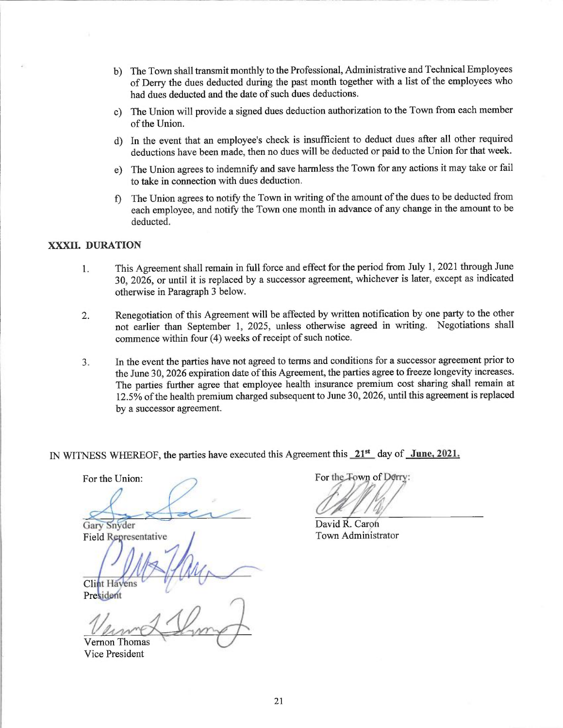b) The Town shall transmit monthly to the Professional, Administrative and Technical Employees of Derry the dues deducted during the past month together with a list of the employees who had dues deducted and the date of such dues deductions.

c) The Union will provide a signed dues deduction authorization to the Town from each member of the Union.

d) In the event that an employee's check is insufficient to deduct dues after all other required deductions have been made, then no dues will be deducted or paid to the Union for that week.

e) The Union agrees to indemnify and save harmless the Town for any actions it may take or fail to take in connection with dues deduction.

f) The Union agrees to notify the Town in writing of the amount of the dues to be deducted from each employee, and notify the Town one month in advance of any change in the amount to be deducted.

## XXXII. DURATION

1. This Agreement shall remain in full force and effect for the period from July 1, 2021 through June 30, 2026, or until it is replaced by a successor agreement, whichever is later, except as indicated otherwise in Paragraph 3 below.

2. Renegotiation of this Agreement will be affected by written notification by one party to the other not earlier than September 1, 2025, unless otherwise agreed in writing. Negotiations shall commence within four (4) weeks of receipt of such notice.

3. In the event the parties have not agreed to terms and conditions for a successor agreement prior to the June 30, 2026 expiration date of this Agreement, the parties agree to freeze longevity increases. The parties further agree that employee health insurance premium cost sharing shall remain at 12.5% of the health premium charged subsequent to June 30, 2026, until this agreement is replaced by a successor agreement.

IN WITNESS WHEREOF, the parties have executed this Agreement this **21st** day of **June, 2021.**

For the Union:

Gary Snyder
Field Representative

Clint Havens
President

Vernon Thomas
Vice President

For the Town of Derry:

David R. Caron
Town Administrator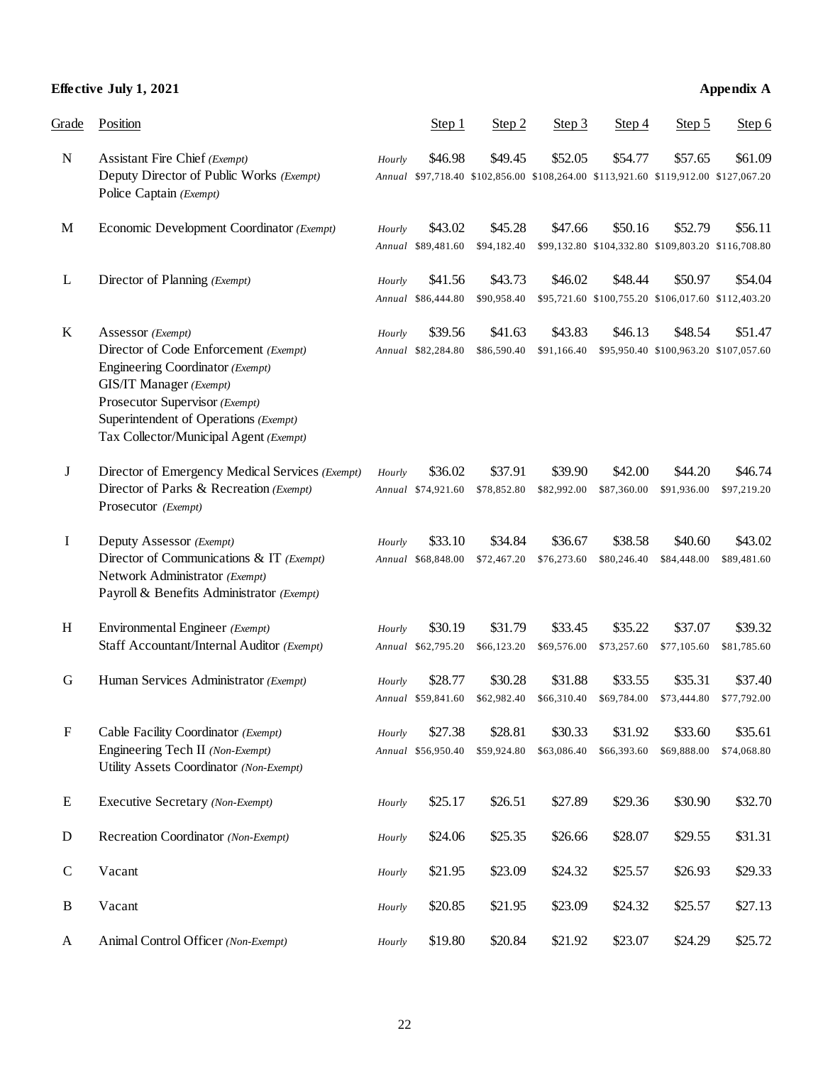**Effective July 1, 2021** **Appendix A**

| Grade | Position | | Step 1 | Step 2 | Step 3 | Step 4 | Step 5 | Step 6 |
|---|---|---|---|---|---|---|---|---|
| N | Assistant Fire Chief *(Exempt)*<br>Deputy Director of Public Works *(Exempt)*<br>Police Captain *(Exempt)* | *Hourly*<br>*Annual* | $46.98<br>$97,718.40 | $49.45<br>$102,856.00 | $52.05<br>$108,264.00 | $54.77<br>$113,921.60 | $57.65<br>$119,912.00 | $61.09<br>$127,067.20 |
| M | Economic Development Coordinator *(Exempt)* | *Hourly*<br>*Annual* | $43.02<br>$89,481.60 | $45.28<br>$94,182.40 | $47.66<br>$99,132.80 | $50.16<br>$104,332.80 | $52.79<br>$109,803.20 | $56.11<br>$116,708.80 |
| L | Director of Planning *(Exempt)* | *Hourly*<br>*Annual* | $41.56<br>$86,444.80 | $43.73<br>$90,958.40 | $46.02<br>$95,721.60 | $48.44<br>$100,755.20 | $50.97<br>$106,017.60 | $54.04<br>$112,403.20 |
| K | Assessor *(Exempt)*<br>Director of Code Enforcement *(Exempt)*<br>Engineering Coordinator *(Exempt)*<br>GIS/IT Manager *(Exempt)*<br>Prosecutor Supervisor *(Exempt)*<br>Superintendent of Operations *(Exempt)*<br>Tax Collector/Municipal Agent *(Exempt)* | *Hourly*<br>*Annual* | $39.56<br>$82,284.80 | $41.63<br>$86,590.40 | $43.83<br>$91,166.40 | $46.13<br>$95,950.40 | $48.54<br>$100,963.20 | $51.47<br>$107,057.60 |
| J | Director of Emergency Medical Services *(Exempt)*<br>Director of Parks & Recreation *(Exempt)*<br>Prosecutor *(Exempt)* | *Hourly*<br>*Annual* | $36.02<br>$74,921.60 | $37.91<br>$78,852.80 | $39.90<br>$82,992.00 | $42.00<br>$87,360.00 | $44.20<br>$91,936.00 | $46.74<br>$97,219.20 |
| I | Deputy Assessor *(Exempt)*<br>Director of Communications & IT *(Exempt)*<br>Network Administrator *(Exempt)*<br>Payroll & Benefits Administrator *(Exempt)* | *Hourly*<br>*Annual* | $33.10<br>$68,848.00 | $34.84<br>$72,467.20 | $36.67<br>$76,273.60 | $38.58<br>$80,246.40 | $40.60<br>$84,448.00 | $43.02<br>$89,481.60 |
| H | Environmental Engineer *(Exempt)*<br>Staff Accountant/Internal Auditor *(Exempt)* | *Hourly*<br>*Annual* | $30.19<br>$62,795.20 | $31.79<br>$66,123.20 | $33.45<br>$69,576.00 | $35.22<br>$73,257.60 | $37.07<br>$77,105.60 | $39.32<br>$81,785.60 |
| G | Human Services Administrator *(Exempt)* | *Hourly*<br>*Annual* | $28.77<br>$59,841.60 | $30.28<br>$62,982.40 | $31.88<br>$66,310.40 | $33.55<br>$69,784.00 | $35.31<br>$73,444.80 | $37.40<br>$77,792.00 |
| F | Cable Facility Coordinator *(Exempt)*<br>Engineering Tech II *(Non-Exempt)*<br>Utility Assets Coordinator *(Non-Exempt)* | *Hourly*<br>*Annual* | $27.38<br>$56,950.40 | $28.81<br>$59,924.80 | $30.33<br>$63,086.40 | $31.92<br>$66,393.60 | $33.60<br>$69,888.00 | $35.61<br>$74,068.80 |
| E | Executive Secretary *(Non-Exempt)* | *Hourly* | $25.17 | $26.51 | $27.89 | $29.36 | $30.90 | $32.70 |
| D | Recreation Coordinator *(Non-Exempt)* | *Hourly* | $24.06 | $25.35 | $26.66 | $28.07 | $29.55 | $31.31 |
| C | Vacant | *Hourly* | $21.95 | $23.09 | $24.32 | $25.57 | $26.93 | $29.33 |
| B | Vacant | *Hourly* | $20.85 | $21.95 | $23.09 | $24.32 | $25.57 | $27.13 |
| A | Animal Control Officer *(Non-Exempt)* | *Hourly* | $19.80 | $20.84 | $21.92 | $23.07 | $24.29 | $25.72 |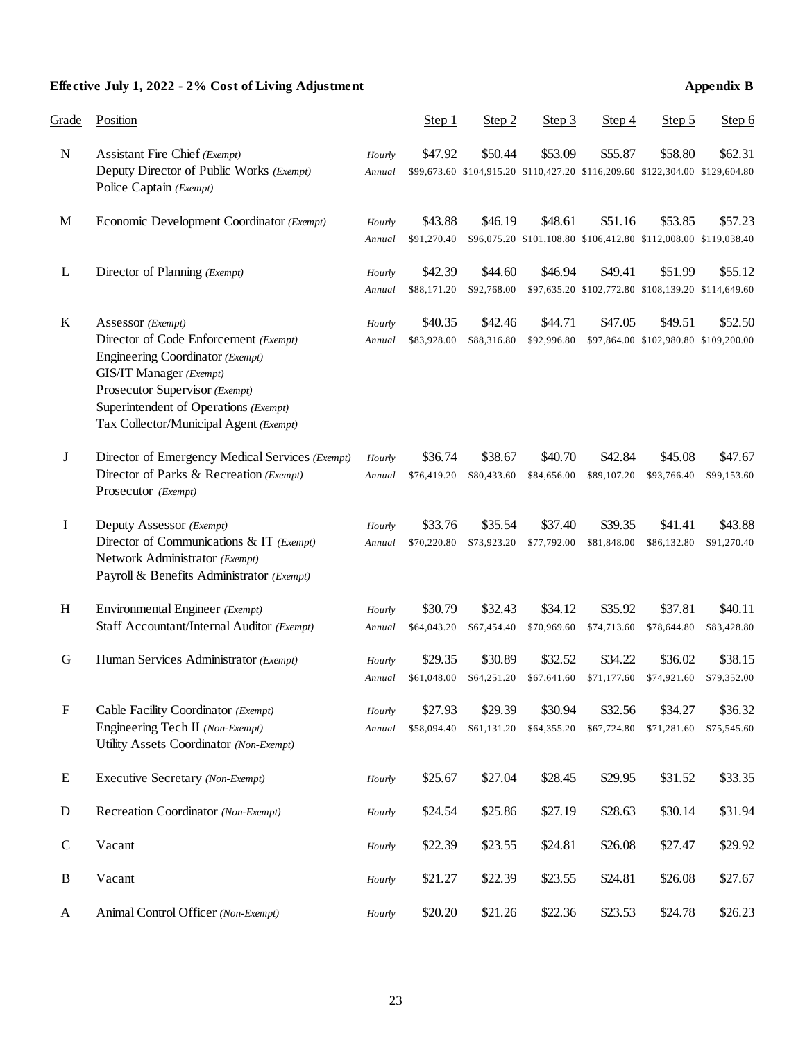**Effective July 1, 2022 - 2% Cost of Living Adjustment** **Appendix B**

| Grade | Position | | Step 1 | Step 2 | Step 3 | Step 4 | Step 5 | Step 6 |
|---|---|---|---|---|---|---|---|---|
| N | Assistant Fire Chief *(Exempt)*<br>Deputy Director of Public Works *(Exempt)*<br>Police Captain *(Exempt)* | *Hourly*<br>*Annual* | $47.92<br>$99,673.60 | $50.44<br>$104,915.20 | $53.09<br>$110,427.20 | $55.87<br>$116,209.60 | $58.80<br>$122,304.00 | $62.31<br>$129,604.80 |
| M | Economic Development Coordinator *(Exempt)* | *Hourly*<br>*Annual* | $43.88<br>$91,270.40 | $46.19<br>$96,075.20 | $48.61<br>$101,108.80 | $51.16<br>$106,412.80 | $53.85<br>$112,008.00 | $57.23<br>$119,038.40 |
| L | Director of Planning *(Exempt)* | *Hourly*<br>*Annual* | $42.39<br>$88,171.20 | $44.60<br>$92,768.00 | $46.94<br>$97,635.20 | $49.41<br>$102,772.80 | $51.99<br>$108,139.20 | $55.12<br>$114,649.60 |
| K | Assessor *(Exempt)*<br>Director of Code Enforcement *(Exempt)*<br>Engineering Coordinator *(Exempt)*<br>GIS/IT Manager *(Exempt)*<br>Prosecutor Supervisor *(Exempt)*<br>Superintendent of Operations *(Exempt)*<br>Tax Collector/Municipal Agent *(Exempt)* | *Hourly*<br>*Annual* | $40.35<br>$83,928.00 | $42.46<br>$88,316.80 | $44.71<br>$92,996.80 | $47.05<br>$97,864.00 | $49.51<br>$102,980.80 | $52.50<br>$109,200.00 |
| J | Director of Emergency Medical Services *(Exempt)*<br>Director of Parks & Recreation *(Exempt)*<br>Prosecutor *(Exempt)* | *Hourly*<br>*Annual* | $36.74<br>$76,419.20 | $38.67<br>$80,433.60 | $40.70<br>$84,656.00 | $42.84<br>$89,107.20 | $45.08<br>$93,766.40 | $47.67<br>$99,153.60 |
| I | Deputy Assessor *(Exempt)*<br>Director of Communications & IT *(Exempt)*<br>Network Administrator *(Exempt)*<br>Payroll & Benefits Administrator *(Exempt)* | *Hourly*<br>*Annual* | $33.76<br>$70,220.80 | $35.54<br>$73,923.20 | $37.40<br>$77,792.00 | $39.35<br>$81,848.00 | $41.41<br>$86,132.80 | $43.88<br>$91,270.40 |
| H | Environmental Engineer *(Exempt)*<br>Staff Accountant/Internal Auditor *(Exempt)* | *Hourly*<br>*Annual* | $30.79<br>$64,043.20 | $32.43<br>$67,454.40 | $34.12<br>$70,969.60 | $35.92<br>$74,713.60 | $37.81<br>$78,644.80 | $40.11<br>$83,428.80 |
| G | Human Services Administrator *(Exempt)* | *Hourly*<br>*Annual* | $29.35<br>$61,048.00 | $30.89<br>$64,251.20 | $32.52<br>$67,641.60 | $34.22<br>$71,177.60 | $36.02<br>$74,921.60 | $38.15<br>$79,352.00 |
| F | Cable Facility Coordinator *(Exempt)*<br>Engineering Tech II *(Non-Exempt)*<br>Utility Assets Coordinator *(Non-Exempt)* | *Hourly*<br>*Annual* | $27.93<br>$58,094.40 | $29.39<br>$61,131.20 | $30.94<br>$64,355.20 | $32.56<br>$67,724.80 | $34.27<br>$71,281.60 | $36.32<br>$75,545.60 |
| E | Executive Secretary *(Non-Exempt)* | *Hourly* | $25.67 | $27.04 | $28.45 | $29.95 | $31.52 | $33.35 |
| D | Recreation Coordinator *(Non-Exempt)* | *Hourly* | $24.54 | $25.86 | $27.19 | $28.63 | $30.14 | $31.94 |
| C | Vacant | *Hourly* | $22.39 | $23.55 | $24.81 | $26.08 | $27.47 | $29.92 |
| B | Vacant | *Hourly* | $21.27 | $22.39 | $23.55 | $24.81 | $26.08 | $27.67 |
| A | Animal Control Officer *(Non-Exempt)* | *Hourly* | $20.20 | $21.26 | $22.36 | $23.53 | $24.78 | $26.23 |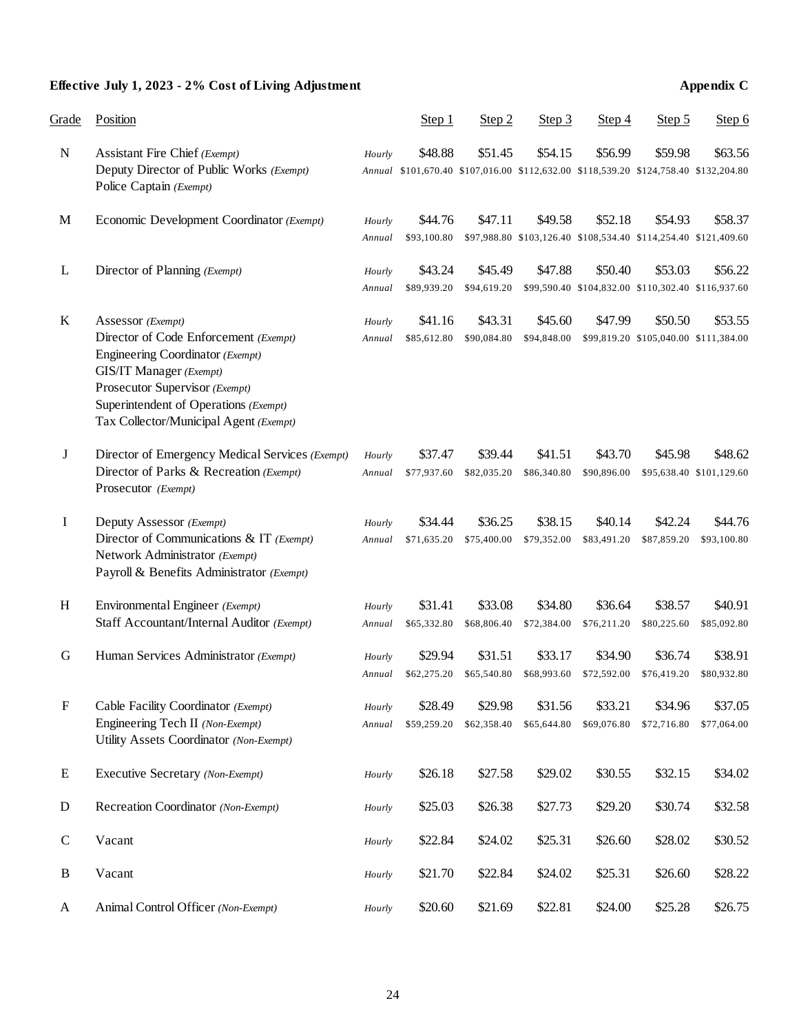**Effective July 1, 2023 - 2% Cost of Living Adjustment** **Appendix C**

| Grade | Position | | Step 1 | Step 2 | Step 3 | Step 4 | Step 5 | Step 6 |
|---|---|---|---|---|---|---|---|---|
| N | Assistant Fire Chief *(Exempt)*<br>Deputy Director of Public Works *(Exempt)*<br>Police Captain *(Exempt)* | *Hourly*<br>*Annual* | $48.88<br>$101,670.40 | $51.45<br>$107,016.00 | $54.15<br>$112,632.00 | $56.99<br>$118,539.20 | $59.98<br>$124,758.40 | $63.56<br>$132,204.80 |
| M | Economic Development Coordinator *(Exempt)* | *Hourly*<br>*Annual* | $44.76<br>$93,100.80 | $47.11<br>$97,988.80 | $49.58<br>$103,126.40 | $52.18<br>$108,534.40 | $54.93<br>$114,254.40 | $58.37<br>$121,409.60 |
| L | Director of Planning *(Exempt)* | *Hourly*<br>*Annual* | $43.24<br>$89,939.20 | $45.49<br>$94,619.20 | $47.88<br>$99,590.40 | $50.40<br>$104,832.00 | $53.03<br>$110,302.40 | $56.22<br>$116,937.60 |
| K | Assessor *(Exempt)*<br>Director of Code Enforcement *(Exempt)*<br>Engineering Coordinator *(Exempt)*<br>GIS/IT Manager *(Exempt)*<br>Prosecutor Supervisor *(Exempt)*<br>Superintendent of Operations *(Exempt)*<br>Tax Collector/Municipal Agent *(Exempt)* | *Hourly*<br>*Annual* | $41.16<br>$85,612.80 | $43.31<br>$90,084.80 | $45.60<br>$94,848.00 | $47.99<br>$99,819.20 | $50.50<br>$105,040.00 | $53.55<br>$111,384.00 |
| J | Director of Emergency Medical Services *(Exempt)*<br>Director of Parks & Recreation *(Exempt)*<br>Prosecutor *(Exempt)* | *Hourly*<br>*Annual* | $37.47<br>$77,937.60 | $39.44<br>$82,035.20 | $41.51<br>$86,340.80 | $43.70<br>$90,896.00 | $45.98<br>$95,638.40 | $48.62<br>$101,129.60 |
| I | Deputy Assessor *(Exempt)*<br>Director of Communications & IT *(Exempt)*<br>Network Administrator *(Exempt)*<br>Payroll & Benefits Administrator *(Exempt)* | *Hourly*<br>*Annual* | $34.44<br>$71,635.20 | $36.25<br>$75,400.00 | $38.15<br>$79,352.00 | $40.14<br>$83,491.20 | $42.24<br>$87,859.20 | $44.76<br>$93,100.80 |
| H | Environmental Engineer *(Exempt)*<br>Staff Accountant/Internal Auditor *(Exempt)* | *Hourly*<br>*Annual* | $31.41<br>$65,332.80 | $33.08<br>$68,806.40 | $34.80<br>$72,384.00 | $36.64<br>$76,211.20 | $38.57<br>$80,225.60 | $40.91<br>$85,092.80 |
| G | Human Services Administrator *(Exempt)* | *Hourly*<br>*Annual* | $29.94<br>$62,275.20 | $31.51<br>$65,540.80 | $33.17<br>$68,993.60 | $34.90<br>$72,592.00 | $36.74<br>$76,419.20 | $38.91<br>$80,932.80 |
| F | Cable Facility Coordinator *(Exempt)*<br>Engineering Tech II *(Non-Exempt)*<br>Utility Assets Coordinator *(Non-Exempt)* | *Hourly*<br>*Annual* | $28.49<br>$59,259.20 | $29.98<br>$62,358.40 | $31.56<br>$65,644.80 | $33.21<br>$69,076.80 | $34.96<br>$72,716.80 | $37.05<br>$77,064.00 |
| E | Executive Secretary *(Non-Exempt)* | *Hourly* | $26.18 | $27.58 | $29.02 | $30.55 | $32.15 | $34.02 |
| D | Recreation Coordinator *(Non-Exempt)* | *Hourly* | $25.03 | $26.38 | $27.73 | $29.20 | $30.74 | $32.58 |
| C | Vacant | *Hourly* | $22.84 | $24.02 | $25.31 | $26.60 | $28.02 | $30.52 |
| B | Vacant | *Hourly* | $21.70 | $22.84 | $24.02 | $25.31 | $26.60 | $28.22 |
| A | Animal Control Officer *(Non-Exempt)* | *Hourly* | $20.60 | $21.69 | $22.81 | $24.00 | $25.28 | $26.75 |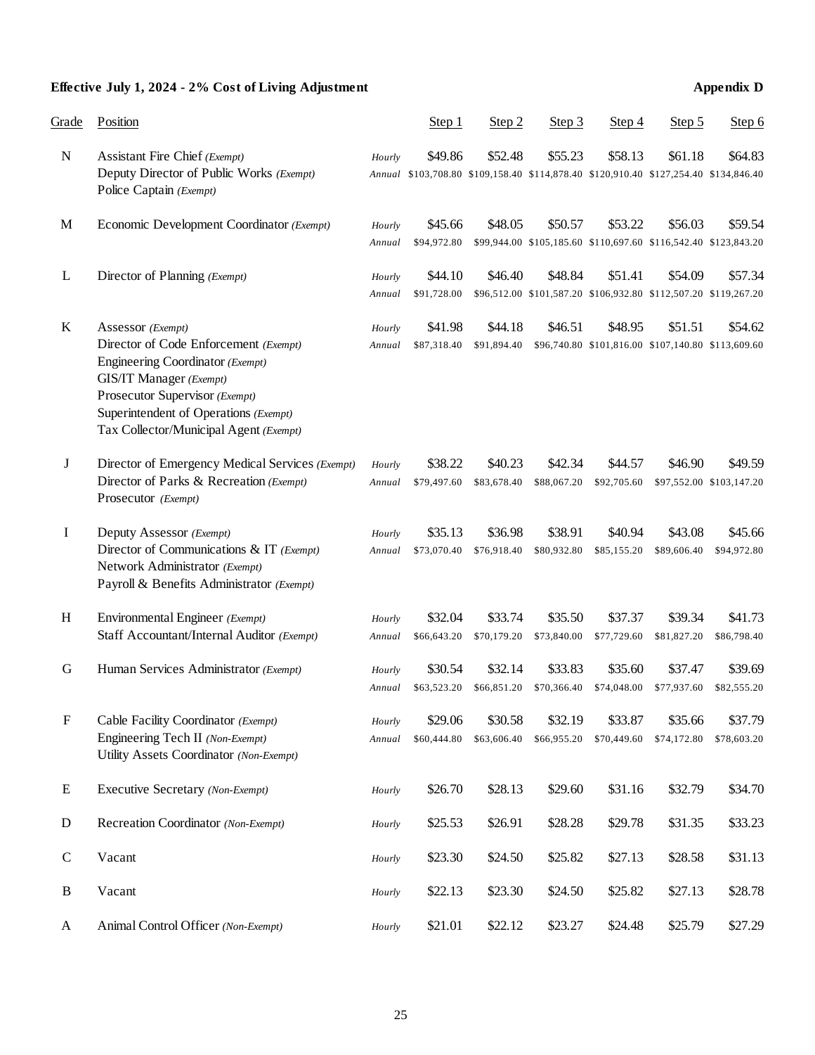**Effective July 1, 2024 - 2% Cost of Living Adjustment** **Appendix D**

| Grade | Position | | Step 1 | Step 2 | Step 3 | Step 4 | Step 5 | Step 6 |
|---|---|---|---|---|---|---|---|---|
| N | Assistant Fire Chief *(Exempt)*<br>Deputy Director of Public Works *(Exempt)*<br>Police Captain *(Exempt)* | *Hourly* | $49.86 | $52.48 | $55.23 | $58.13 | $61.18 | $64.83 |
| | | *Annual* | $103,708.80 | $109,158.40 | $114,878.40 | $120,910.40 | $127,254.40 | $134,846.40 |
| M | Economic Development Coordinator *(Exempt)* | *Hourly* | $45.66 | $48.05 | $50.57 | $53.22 | $56.03 | $59.54 |
| | | *Annual* | $94,972.80 | $99,944.00 | $105,185.60 | $110,697.60 | $116,542.40 | $123,843.20 |
| L | Director of Planning *(Exempt)* | *Hourly* | $44.10 | $46.40 | $48.84 | $51.41 | $54.09 | $57.34 |
| | | *Annual* | $91,728.00 | $96,512.00 | $101,587.20 | $106,932.80 | $112,507.20 | $119,267.20 |
| K | Assessor *(Exempt)*<br>Director of Code Enforcement *(Exempt)*<br>Engineering Coordinator *(Exempt)*<br>GIS/IT Manager *(Exempt)*<br>Prosecutor Supervisor *(Exempt)*<br>Superintendent of Operations *(Exempt)*<br>Tax Collector/Municipal Agent *(Exempt)* | *Hourly* | $41.98 | $44.18 | $46.51 | $48.95 | $51.51 | $54.62 |
| | | *Annual* | $87,318.40 | $91,894.40 | $96,740.80 | $101,816.00 | $107,140.80 | $113,609.60 |
| J | Director of Emergency Medical Services *(Exempt)*<br>Director of Parks & Recreation *(Exempt)*<br>Prosecutor *(Exempt)* | *Hourly* | $38.22 | $40.23 | $42.34 | $44.57 | $46.90 | $49.59 |
| | | *Annual* | $79,497.60 | $83,678.40 | $88,067.20 | $92,705.60 | $97,552.00 | $103,147.20 |
| I | Deputy Assessor *(Exempt)*<br>Director of Communications & IT *(Exempt)*<br>Network Administrator *(Exempt)*<br>Payroll & Benefits Administrator *(Exempt)* | *Hourly* | $35.13 | $36.98 | $38.91 | $40.94 | $43.08 | $45.66 |
| | | *Annual* | $73,070.40 | $76,918.40 | $80,932.80 | $85,155.20 | $89,606.40 | $94,972.80 |
| H | Environmental Engineer *(Exempt)*<br>Staff Accountant/Internal Auditor *(Exempt)* | *Hourly* | $32.04 | $33.74 | $35.50 | $37.37 | $39.34 | $41.73 |
| | | *Annual* | $66,643.20 | $70,179.20 | $73,840.00 | $77,729.60 | $81,827.20 | $86,798.40 |
| G | Human Services Administrator *(Exempt)* | *Hourly* | $30.54 | $32.14 | $33.83 | $35.60 | $37.47 | $39.69 |
| | | *Annual* | $63,523.20 | $66,851.20 | $70,366.40 | $74,048.00 | $77,937.60 | $82,555.20 |
| F | Cable Facility Coordinator *(Exempt)*<br>Engineering Tech II *(Non-Exempt)*<br>Utility Assets Coordinator *(Non-Exempt)* | *Hourly* | $29.06 | $30.58 | $32.19 | $33.87 | $35.66 | $37.79 |
| | | *Annual* | $60,444.80 | $63,606.40 | $66,955.20 | $70,449.60 | $74,172.80 | $78,603.20 |
| E | Executive Secretary *(Non-Exempt)* | *Hourly* | $26.70 | $28.13 | $29.60 | $31.16 | $32.79 | $34.70 |
| D | Recreation Coordinator *(Non-Exempt)* | *Hourly* | $25.53 | $26.91 | $28.28 | $29.78 | $31.35 | $33.23 |
| C | Vacant | *Hourly* | $23.30 | $24.50 | $25.82 | $27.13 | $28.58 | $31.13 |
| B | Vacant | *Hourly* | $22.13 | $23.30 | $24.50 | $25.82 | $27.13 | $28.78 |
| A | Animal Control Officer *(Non-Exempt)* | *Hourly* | $21.01 | $22.12 | $23.27 | $24.48 | $25.79 | $27.29 |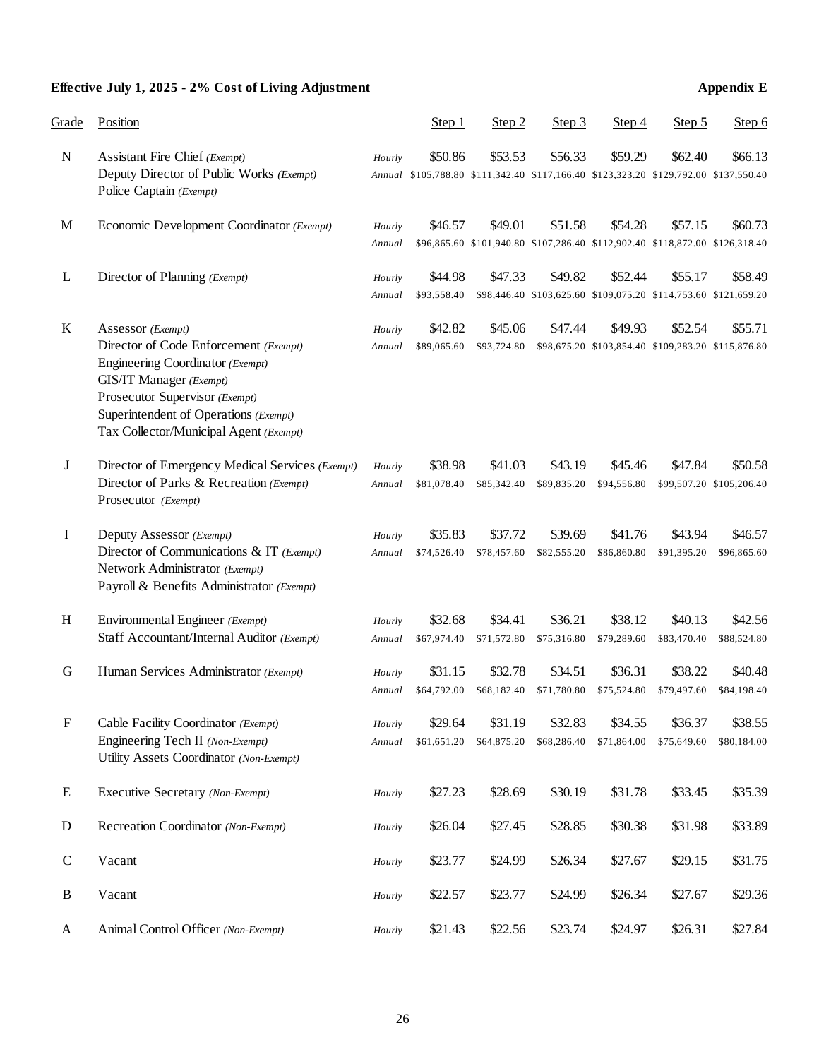**Effective July 1, 2025 - 2% Cost of Living Adjustment** **Appendix E**

| Grade | Position | | Step 1 | Step 2 | Step 3 | Step 4 | Step 5 | Step 6 |
|---|---|---|---|---|---|---|---|---|
| N | Assistant Fire Chief *(Exempt)*<br>Deputy Director of Public Works *(Exempt)*<br>Police Captain *(Exempt)* | *Hourly*<br>*Annual* | $50.86<br>$105,788.80 | $53.53<br>$111,342.40 | $56.33<br>$117,166.40 | $59.29<br>$123,323.20 | $62.40<br>$129,792.00 | $66.13<br>$137,550.40 |
| M | Economic Development Coordinator *(Exempt)* | *Hourly*<br>*Annual* | $46.57<br>$96,865.60 | $49.01<br>$101,940.80 | $51.58<br>$107,286.40 | $54.28<br>$112,902.40 | $57.15<br>$118,872.00 | $60.73<br>$126,318.40 |
| L | Director of Planning *(Exempt)* | *Hourly*<br>*Annual* | $44.98<br>$93,558.40 | $47.33<br>$98,446.40 | $49.82<br>$103,625.60 | $52.44<br>$109,075.20 | $55.17<br>$114,753.60 | $58.49<br>$121,659.20 |
| K | Assessor *(Exempt)*<br>Director of Code Enforcement *(Exempt)*<br>Engineering Coordinator *(Exempt)*<br>GIS/IT Manager *(Exempt)*<br>Prosecutor Supervisor *(Exempt)*<br>Superintendent of Operations *(Exempt)*<br>Tax Collector/Municipal Agent *(Exempt)* | *Hourly*<br>*Annual* | $42.82<br>$89,065.60 | $45.06<br>$93,724.80 | $47.44<br>$98,675.20 | $49.93<br>$103,854.40 | $52.54<br>$109,283.20 | $55.71<br>$115,876.80 |
| J | Director of Emergency Medical Services *(Exempt)*<br>Director of Parks & Recreation *(Exempt)*<br>Prosecutor *(Exempt)* | *Hourly*<br>*Annual* | $38.98<br>$81,078.40 | $41.03<br>$85,342.40 | $43.19<br>$89,835.20 | $45.46<br>$94,556.80 | $47.84<br>$99,507.20 | $50.58<br>$105,206.40 |
| I | Deputy Assessor *(Exempt)*<br>Director of Communications & IT *(Exempt)*<br>Network Administrator *(Exempt)*<br>Payroll & Benefits Administrator *(Exempt)* | *Hourly*<br>*Annual* | $35.83<br>$74,526.40 | $37.72<br>$78,457.60 | $39.69<br>$82,555.20 | $41.76<br>$86,860.80 | $43.94<br>$91,395.20 | $46.57<br>$96,865.60 |
| H | Environmental Engineer *(Exempt)*<br>Staff Accountant/Internal Auditor *(Exempt)* | *Hourly*<br>*Annual* | $32.68<br>$67,974.40 | $34.41<br>$71,572.80 | $36.21<br>$75,316.80 | $38.12<br>$79,289.60 | $40.13<br>$83,470.40 | $42.56<br>$88,524.80 |
| G | Human Services Administrator *(Exempt)* | *Hourly*<br>*Annual* | $31.15<br>$64,792.00 | $32.78<br>$68,182.40 | $34.51<br>$71,780.80 | $36.31<br>$75,524.80 | $38.22<br>$79,497.60 | $40.48<br>$84,198.40 |
| F | Cable Facility Coordinator *(Exempt)*<br>Engineering Tech II *(Non-Exempt)*<br>Utility Assets Coordinator *(Non-Exempt)* | *Hourly*<br>*Annual* | $29.64<br>$61,651.20 | $31.19<br>$64,875.20 | $32.83<br>$68,286.40 | $34.55<br>$71,864.00 | $36.37<br>$75,649.60 | $38.55<br>$80,184.00 |
| E | Executive Secretary *(Non-Exempt)* | *Hourly* | $27.23 | $28.69 | $30.19 | $31.78 | $33.45 | $35.39 |
| D | Recreation Coordinator *(Non-Exempt)* | *Hourly* | $26.04 | $27.45 | $28.85 | $30.38 | $31.98 | $33.89 |
| C | Vacant | *Hourly* | $23.77 | $24.99 | $26.34 | $27.67 | $29.15 | $31.75 |
| B | Vacant | *Hourly* | $22.57 | $23.77 | $24.99 | $26.34 | $27.67 | $29.36 |
| A | Animal Control Officer *(Non-Exempt)* | *Hourly* | $21.43 | $22.56 | $23.74 | $24.97 | $26.31 | $27.84 |